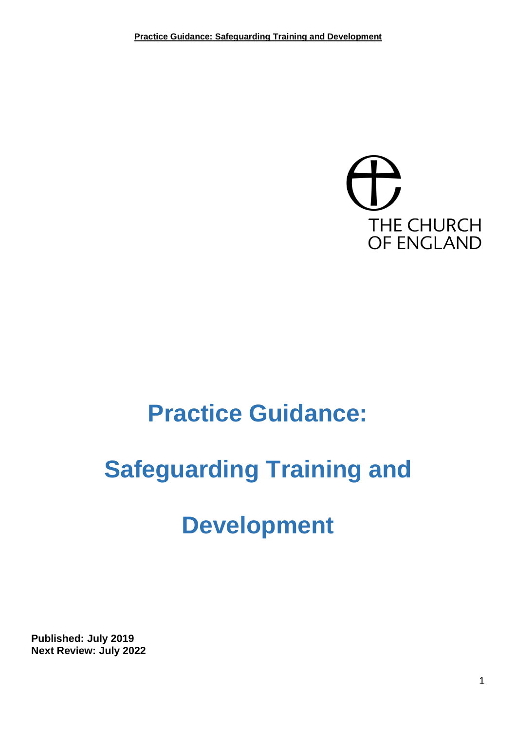THE CHURCH OF ENGLAND

# Practice Guidance:

# Safeguarding Training and Development

**Published: July 2019**
**Next Review: July 2022**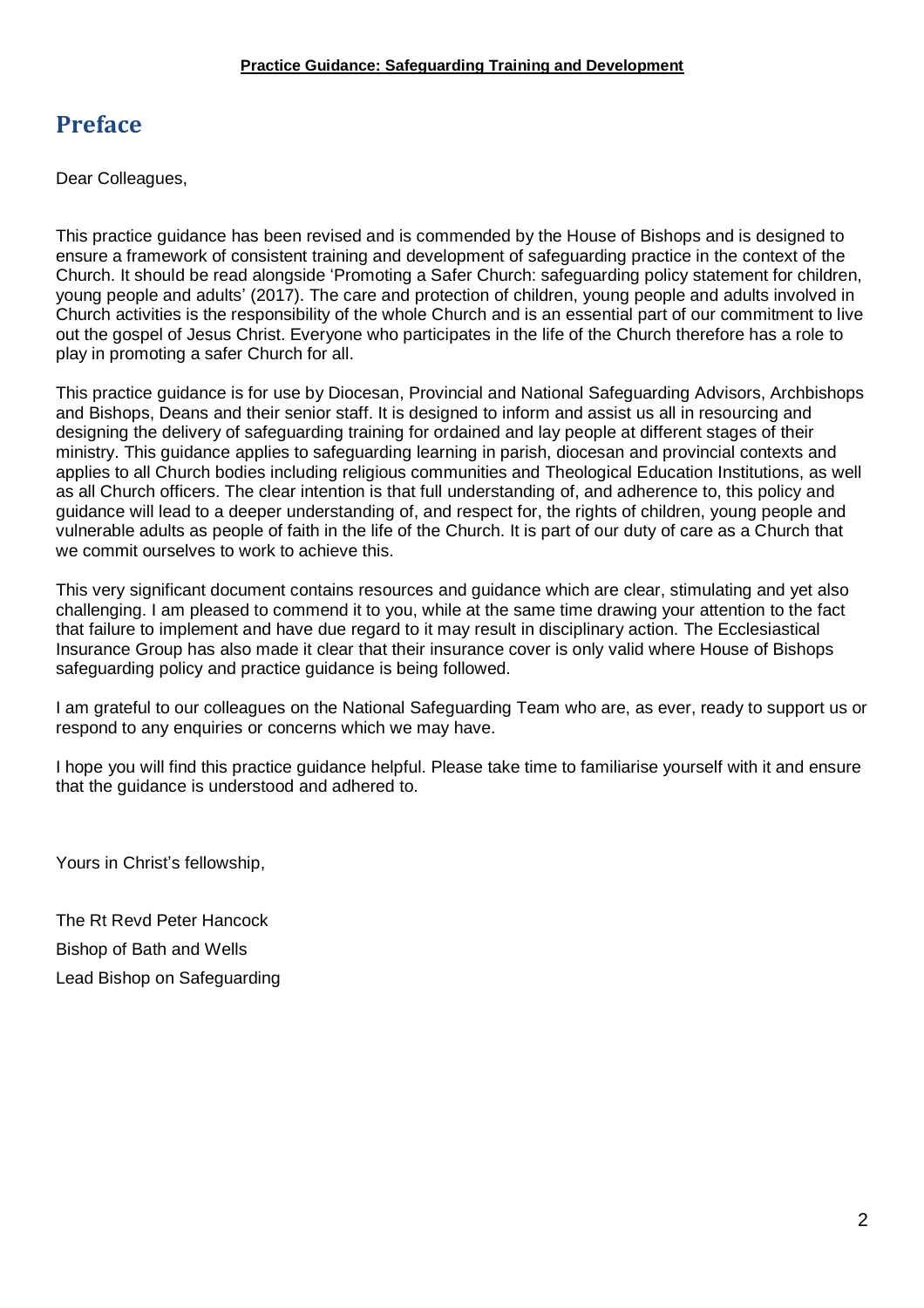# Preface

Dear Colleagues,

This practice guidance has been revised and is commended by the House of Bishops and is designed to ensure a framework of consistent training and development of safeguarding practice in the context of the Church. It should be read alongside 'Promoting a Safer Church: safeguarding policy statement for children, young people and adults' (2017). The care and protection of children, young people and adults involved in Church activities is the responsibility of the whole Church and is an essential part of our commitment to live out the gospel of Jesus Christ. Everyone who participates in the life of the Church therefore has a role to play in promoting a safer Church for all.

This practice guidance is for use by Diocesan, Provincial and National Safeguarding Advisors, Archbishops and Bishops, Deans and their senior staff. It is designed to inform and assist us all in resourcing and designing the delivery of safeguarding training for ordained and lay people at different stages of their ministry. This guidance applies to safeguarding learning in parish, diocesan and provincial contexts and applies to all Church bodies including religious communities and Theological Education Institutions, as well as all Church officers. The clear intention is that full understanding of, and adherence to, this policy and guidance will lead to a deeper understanding of, and respect for, the rights of children, young people and vulnerable adults as people of faith in the life of the Church. It is part of our duty of care as a Church that we commit ourselves to work to achieve this.

This very significant document contains resources and guidance which are clear, stimulating and yet also challenging. I am pleased to commend it to you, while at the same time drawing your attention to the fact that failure to implement and have due regard to it may result in disciplinary action. The Ecclesiastical Insurance Group has also made it clear that their insurance cover is only valid where House of Bishops safeguarding policy and practice guidance is being followed.

I am grateful to our colleagues on the National Safeguarding Team who are, as ever, ready to support us or respond to any enquiries or concerns which we may have.

I hope you will find this practice guidance helpful. Please take time to familiarise yourself with it and ensure that the guidance is understood and adhered to.

Yours in Christ's fellowship,

The Rt Revd Peter Hancock

Bishop of Bath and Wells

Lead Bishop on Safeguarding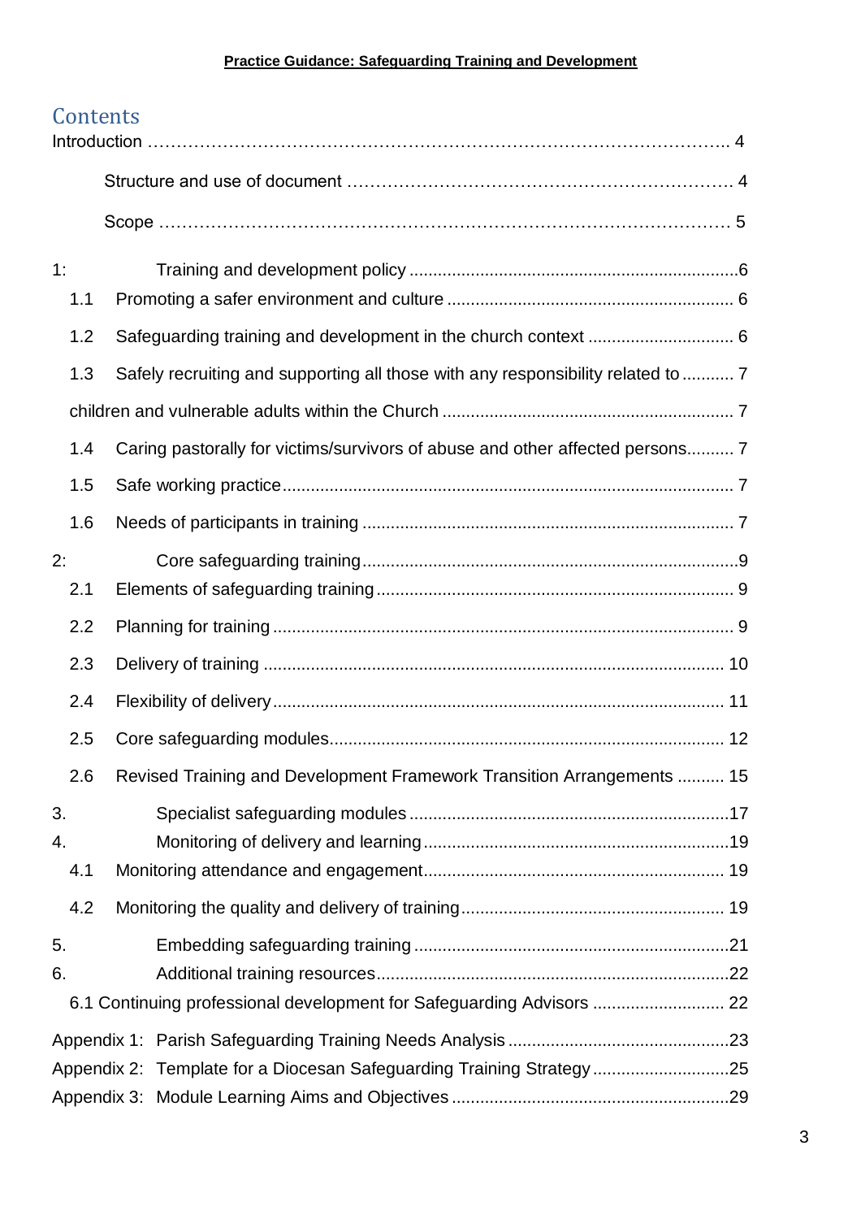## Contents

Introduction ……………………………………………………………………………………… 4

Structure and use of document ………………………………………………………… 4

Scope ……………………………………………………………………………………… 5

1: Training and development policy .....................................................................6

1.1 Promoting a safer environment and culture ............................................................ 6

1.2 Safeguarding training and development in the church context ............................... 6

1.3 Safely recruiting and supporting all those with any responsibility related to ........... 7

children and vulnerable adults within the Church ............................................................. 7

1.4 Caring pastorally for victims/survivors of abuse and other affected persons.......... 7

1.5 Safe working practice............................................................................................... 7

1.6 Needs of participants in training .............................................................................. 7

2: Core safeguarding training...............................................................................9

2.1 Elements of safeguarding training ........................................................................... 9

2.2 Planning for training ................................................................................................. 9

2.3 Delivery of training ................................................................................................. 10

2.4 Flexibility of delivery............................................................................................... 11

2.5 Core safeguarding modules................................................................................... 12

2.6 Revised Training and Development Framework Transition Arrangements .......... 15

3. Specialist safeguarding modules ...................................................................17

4. Monitoring of delivery and learning ................................................................19

4.1 Monitoring attendance and engagement................................................................ 19

4.2 Monitoring the quality and delivery of training....................................................... 19

5. Embedding safeguarding training ..................................................................21

6. Additional training resources..........................................................................22

6.1 Continuing professional development for Safeguarding Advisors ............................ 22

Appendix 1: Parish Safeguarding Training Needs Analysis ...............................................23

Appendix 2: Template for a Diocesan Safeguarding Training Strategy.............................25

Appendix 3: Module Learning Aims and Objectives ..........................................................29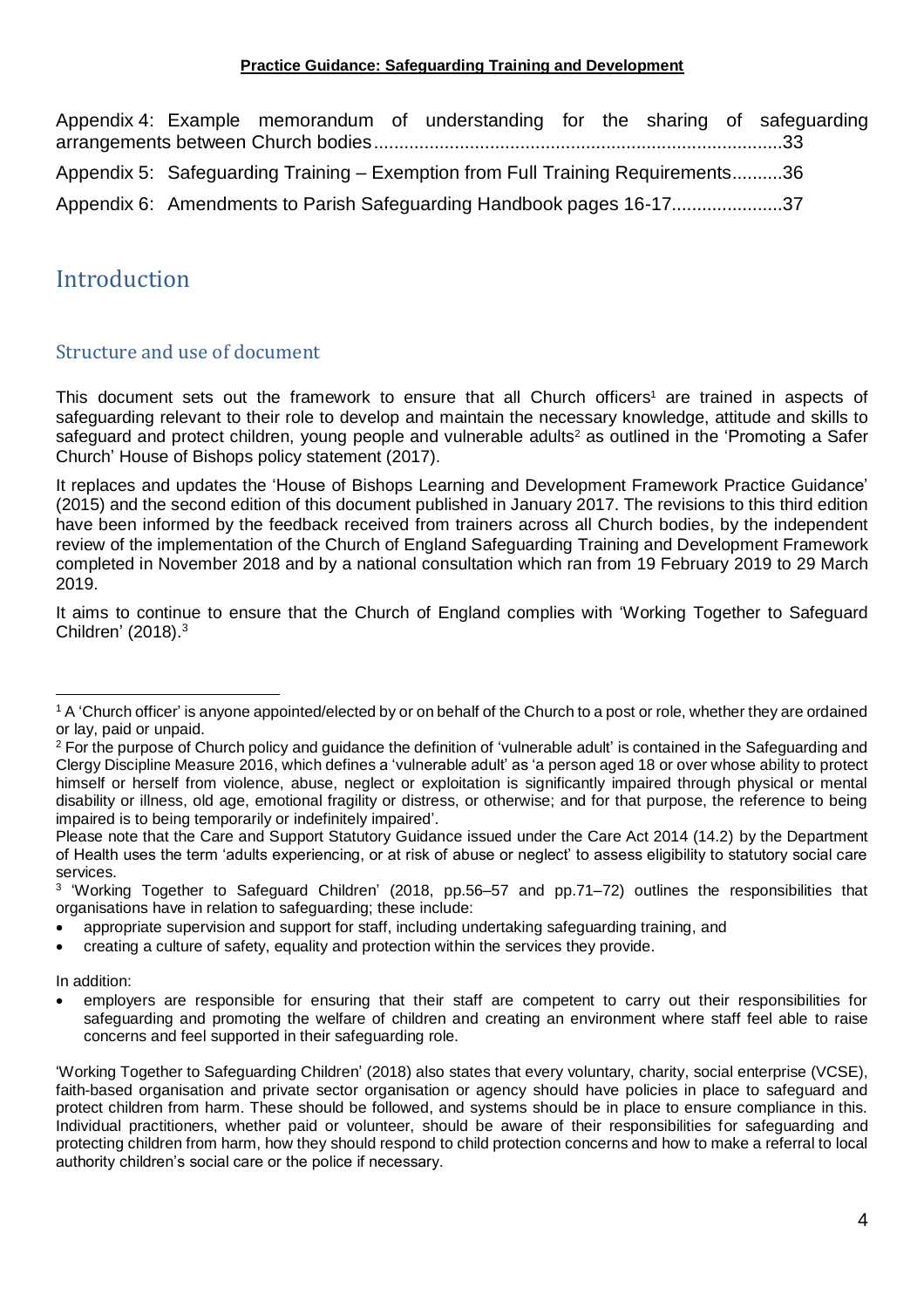Appendix 4: Example memorandum of understanding for the sharing of safeguarding arrangements between Church bodies ................................................................................33

Appendix 5: Safeguarding Training – Exemption from Full Training Requirements..........36

Appendix 6: Amendments to Parish Safeguarding Handbook pages 16-17......................37

# Introduction

## Structure and use of document

This document sets out the framework to ensure that all Church officers[1] are trained in aspects of safeguarding relevant to their role to develop and maintain the necessary knowledge, attitude and skills to safeguard and protect children, young people and vulnerable adults[2] as outlined in the 'Promoting a Safer Church' House of Bishops policy statement (2017).

It replaces and updates the 'House of Bishops Learning and Development Framework Practice Guidance' (2015) and the second edition of this document published in January 2017. The revisions to this third edition have been informed by the feedback received from trainers across all Church bodies, by the independent review of the implementation of the Church of England Safeguarding Training and Development Framework completed in November 2018 and by a national consultation which ran from 19 February 2019 to 29 March 2019.

It aims to continue to ensure that the Church of England complies with 'Working Together to Safeguard Children' (2018).[3]

---

[1] A 'Church officer' is anyone appointed/elected by or on behalf of the Church to a post or role, whether they are ordained or lay, paid or unpaid.

[2] For the purpose of Church policy and guidance the definition of 'vulnerable adult' is contained in the Safeguarding and Clergy Discipline Measure 2016, which defines a 'vulnerable adult' as 'a person aged 18 or over whose ability to protect himself or herself from violence, abuse, neglect or exploitation is significantly impaired through physical or mental disability or illness, old age, emotional fragility or distress, or otherwise; and for that purpose, the reference to being impaired is to being temporarily or indefinitely impaired'.

Please note that the Care and Support Statutory Guidance issued under the Care Act 2014 (14.2) by the Department of Health uses the term 'adults experiencing, or at risk of abuse or neglect' to assess eligibility to statutory social care services.

[3] 'Working Together to Safeguard Children' (2018, pp.56–57 and pp.71–72) outlines the responsibilities that organisations have in relation to safeguarding; these include:

- appropriate supervision and support for staff, including undertaking safeguarding training, and
- creating a culture of safety, equality and protection within the services they provide.

In addition:

- employers are responsible for ensuring that their staff are competent to carry out their responsibilities for safeguarding and promoting the welfare of children and creating an environment where staff feel able to raise concerns and feel supported in their safeguarding role.

'Working Together to Safeguarding Children' (2018) also states that every voluntary, charity, social enterprise (VCSE), faith-based organisation and private sector organisation or agency should have policies in place to safeguard and protect children from harm. These should be followed, and systems should be in place to ensure compliance in this. Individual practitioners, whether paid or volunteer, should be aware of their responsibilities for safeguarding and protecting children from harm, how they should respond to child protection concerns and how to make a referral to local authority children's social care or the police if necessary.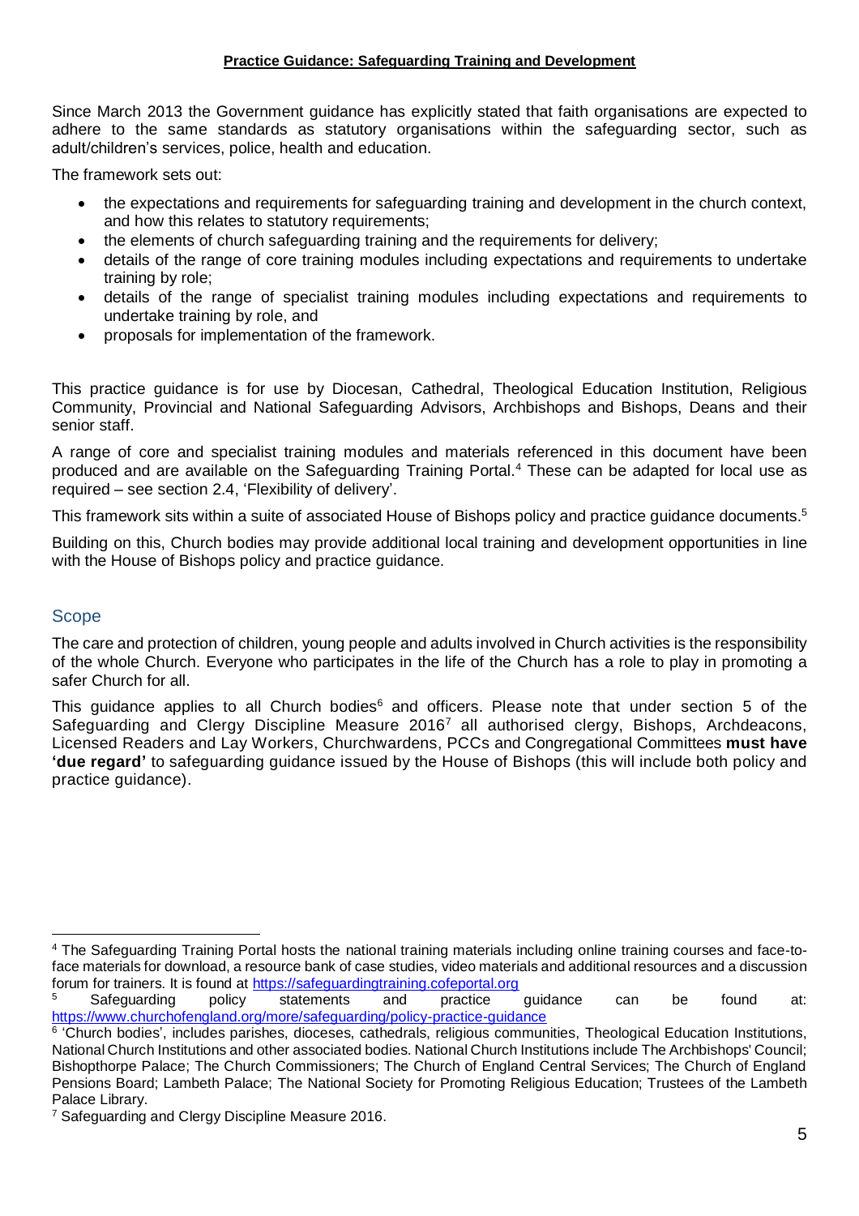**Practice Guidance: Safeguarding Training and Development**

Since March 2013 the Government guidance has explicitly stated that faith organisations are expected to adhere to the same standards as statutory organisations within the safeguarding sector, such as adult/children's services, police, health and education.

The framework sets out:

- the expectations and requirements for safeguarding training and development in the church context, and how this relates to statutory requirements;
- the elements of church safeguarding training and the requirements for delivery;
- details of the range of core training modules including expectations and requirements to undertake training by role;
- details of the range of specialist training modules including expectations and requirements to undertake training by role, and
- proposals for implementation of the framework.

This practice guidance is for use by Diocesan, Cathedral, Theological Education Institution, Religious Community, Provincial and National Safeguarding Advisors, Archbishops and Bishops, Deans and their senior staff.

A range of core and specialist training modules and materials referenced in this document have been produced and are available on the Safeguarding Training Portal.[4] These can be adapted for local use as required – see section 2.4, 'Flexibility of delivery'.

This framework sits within a suite of associated House of Bishops policy and practice guidance documents.[5]

Building on this, Church bodies may provide additional local training and development opportunities in line with the House of Bishops policy and practice guidance.

## Scope

The care and protection of children, young people and adults involved in Church activities is the responsibility of the whole Church. Everyone who participates in the life of the Church has a role to play in promoting a safer Church for all.

This guidance applies to all Church bodies[6] and officers. Please note that under section 5 of the Safeguarding and Clergy Discipline Measure 2016[7] all authorised clergy, Bishops, Archdeacons, Licensed Readers and Lay Workers, Churchwardens, PCCs and Congregational Committees **must have 'due regard'** to safeguarding guidance issued by the House of Bishops (this will include both policy and practice guidance).

---

[4] The Safeguarding Training Portal hosts the national training materials including online training courses and face-to-face materials for download, a resource bank of case studies, video materials and additional resources and a discussion forum for trainers. It is found at https://safeguardingtraining.cofeportal.org

[5] Safeguarding policy statements and practice guidance can be found at: https://www.churchofengland.org/more/safeguarding/policy-practice-guidance

[6] 'Church bodies', includes parishes, dioceses, cathedrals, religious communities, Theological Education Institutions, National Church Institutions and other associated bodies. National Church Institutions include The Archbishops' Council; Bishopthorpe Palace; The Church Commissioners; The Church of England Central Services; The Church of England Pensions Board; Lambeth Palace; The National Society for Promoting Religious Education; Trustees of the Lambeth Palace Library.

[7] Safeguarding and Clergy Discipline Measure 2016.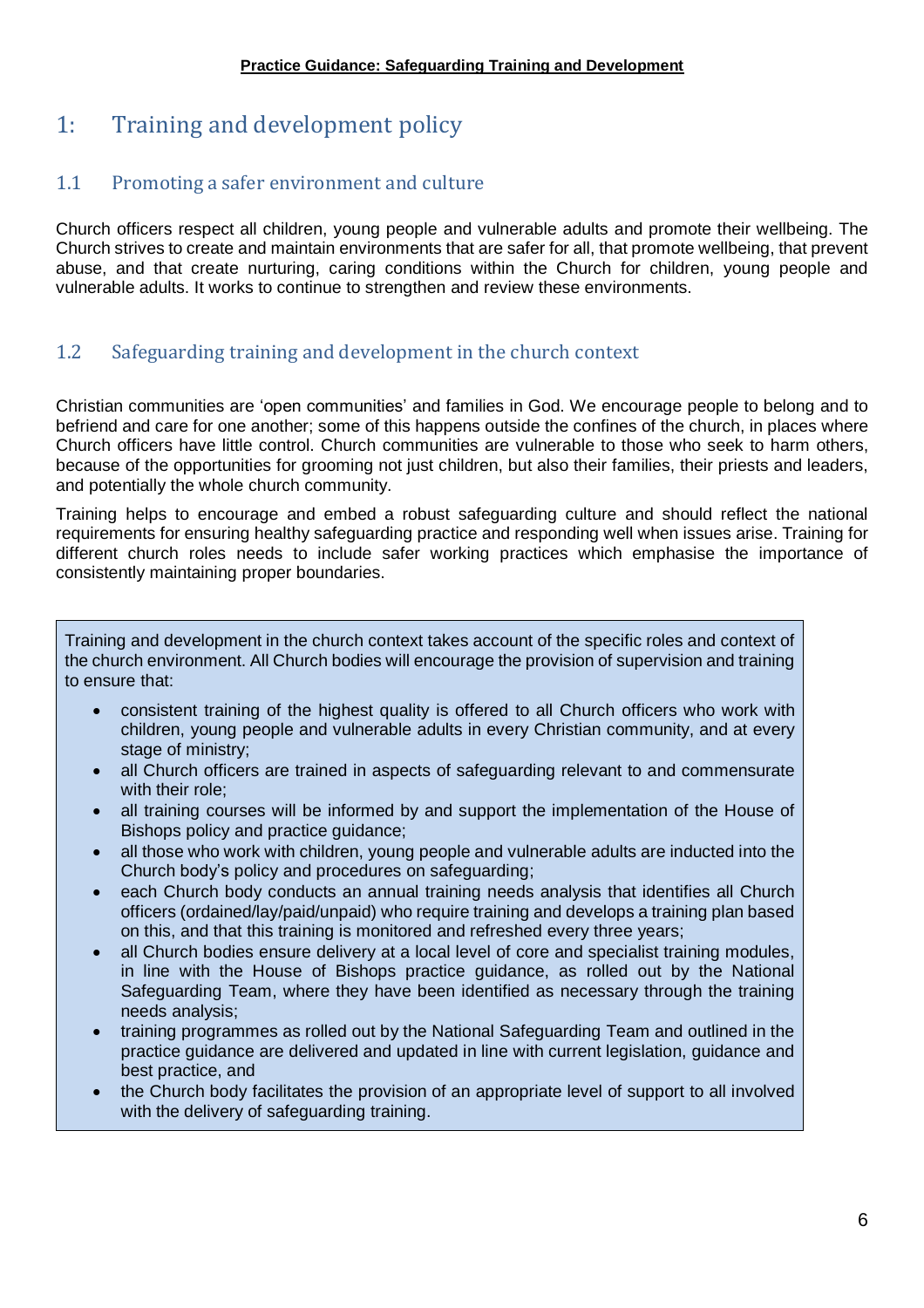# 1: Training and development policy

## 1.1 Promoting a safer environment and culture

Church officers respect all children, young people and vulnerable adults and promote their wellbeing. The Church strives to create and maintain environments that are safer for all, that promote wellbeing, that prevent abuse, and that create nurturing, caring conditions within the Church for children, young people and vulnerable adults. It works to continue to strengthen and review these environments.

## 1.2 Safeguarding training and development in the church context

Christian communities are 'open communities' and families in God. We encourage people to belong and to befriend and care for one another; some of this happens outside the confines of the church, in places where Church officers have little control. Church communities are vulnerable to those who seek to harm others, because of the opportunities for grooming not just children, but also their families, their priests and leaders, and potentially the whole church community.

Training helps to encourage and embed a robust safeguarding culture and should reflect the national requirements for ensuring healthy safeguarding practice and responding well when issues arise. Training for different church roles needs to include safer working practices which emphasise the importance of consistently maintaining proper boundaries.

Training and development in the church context takes account of the specific roles and context of the church environment. All Church bodies will encourage the provision of supervision and training to ensure that:

- consistent training of the highest quality is offered to all Church officers who work with children, young people and vulnerable adults in every Christian community, and at every stage of ministry;
- all Church officers are trained in aspects of safeguarding relevant to and commensurate with their role;
- all training courses will be informed by and support the implementation of the House of Bishops policy and practice guidance;
- all those who work with children, young people and vulnerable adults are inducted into the Church body's policy and procedures on safeguarding;
- each Church body conducts an annual training needs analysis that identifies all Church officers (ordained/lay/paid/unpaid) who require training and develops a training plan based on this, and that this training is monitored and refreshed every three years;
- all Church bodies ensure delivery at a local level of core and specialist training modules, in line with the House of Bishops practice guidance, as rolled out by the National Safeguarding Team, where they have been identified as necessary through the training needs analysis;
- training programmes as rolled out by the National Safeguarding Team and outlined in the practice guidance are delivered and updated in line with current legislation, guidance and best practice, and
- the Church body facilitates the provision of an appropriate level of support to all involved with the delivery of safeguarding training.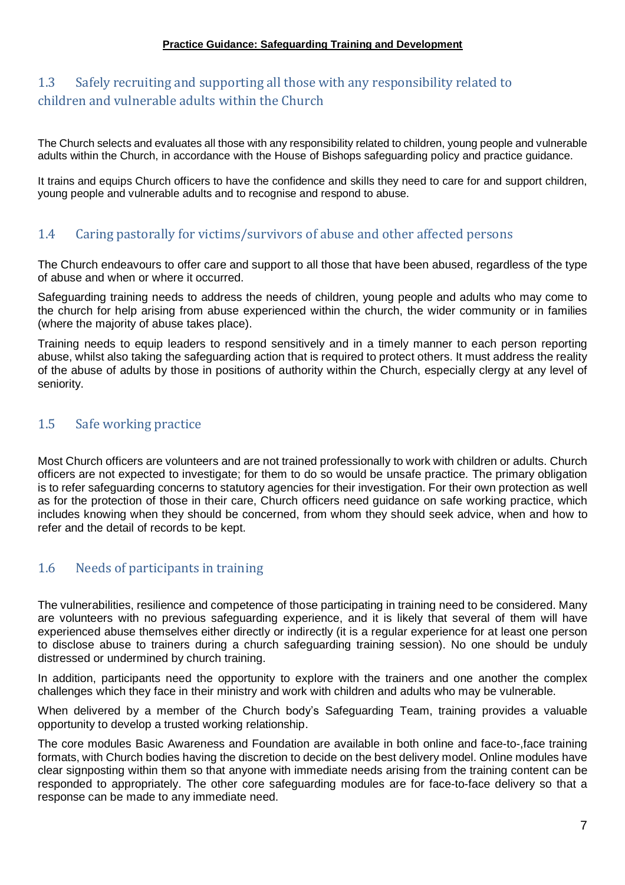## 1.3 Safely recruiting and supporting all those with any responsibility related to children and vulnerable adults within the Church

The Church selects and evaluates all those with any responsibility related to children, young people and vulnerable adults within the Church, in accordance with the House of Bishops safeguarding policy and practice guidance.

It trains and equips Church officers to have the confidence and skills they need to care for and support children, young people and vulnerable adults and to recognise and respond to abuse.

## 1.4 Caring pastorally for victims/survivors of abuse and other affected persons

The Church endeavours to offer care and support to all those that have been abused, regardless of the type of abuse and when or where it occurred.

Safeguarding training needs to address the needs of children, young people and adults who may come to the church for help arising from abuse experienced within the church, the wider community or in families (where the majority of abuse takes place).

Training needs to equip leaders to respond sensitively and in a timely manner to each person reporting abuse, whilst also taking the safeguarding action that is required to protect others. It must address the reality of the abuse of adults by those in positions of authority within the Church, especially clergy at any level of seniority.

## 1.5 Safe working practice

Most Church officers are volunteers and are not trained professionally to work with children or adults. Church officers are not expected to investigate; for them to do so would be unsafe practice. The primary obligation is to refer safeguarding concerns to statutory agencies for their investigation. For their own protection as well as for the protection of those in their care, Church officers need guidance on safe working practice, which includes knowing when they should be concerned, from whom they should seek advice, when and how to refer and the detail of records to be kept.

## 1.6 Needs of participants in training

The vulnerabilities, resilience and competence of those participating in training need to be considered. Many are volunteers with no previous safeguarding experience, and it is likely that several of them will have experienced abuse themselves either directly or indirectly (it is a regular experience for at least one person to disclose abuse to trainers during a church safeguarding training session). No one should be unduly distressed or undermined by church training.

In addition, participants need the opportunity to explore with the trainers and one another the complex challenges which they face in their ministry and work with children and adults who may be vulnerable.

When delivered by a member of the Church body's Safeguarding Team, training provides a valuable opportunity to develop a trusted working relationship.

The core modules Basic Awareness and Foundation are available in both online and face-to-,face training formats, with Church bodies having the discretion to decide on the best delivery model. Online modules have clear signposting within them so that anyone with immediate needs arising from the training content can be responded to appropriately. The other core safeguarding modules are for face-to-face delivery so that a response can be made to any immediate need.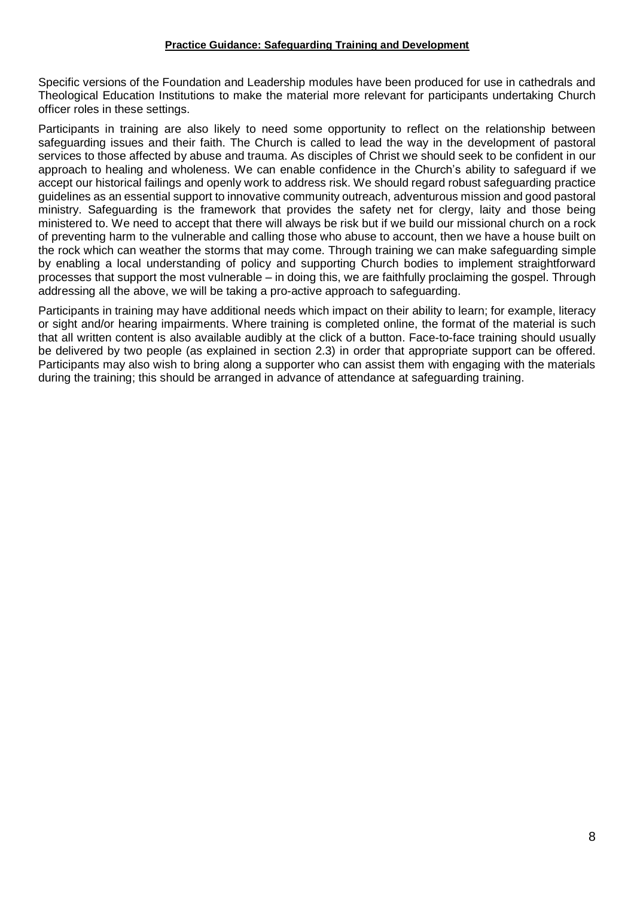Specific versions of the Foundation and Leadership modules have been produced for use in cathedrals and Theological Education Institutions to make the material more relevant for participants undertaking Church officer roles in these settings.

Participants in training are also likely to need some opportunity to reflect on the relationship between safeguarding issues and their faith. The Church is called to lead the way in the development of pastoral services to those affected by abuse and trauma. As disciples of Christ we should seek to be confident in our approach to healing and wholeness. We can enable confidence in the Church's ability to safeguard if we accept our historical failings and openly work to address risk. We should regard robust safeguarding practice guidelines as an essential support to innovative community outreach, adventurous mission and good pastoral ministry. Safeguarding is the framework that provides the safety net for clergy, laity and those being ministered to. We need to accept that there will always be risk but if we build our missional church on a rock of preventing harm to the vulnerable and calling those who abuse to account, then we have a house built on the rock which can weather the storms that may come. Through training we can make safeguarding simple by enabling a local understanding of policy and supporting Church bodies to implement straightforward processes that support the most vulnerable – in doing this, we are faithfully proclaiming the gospel. Through addressing all the above, we will be taking a pro-active approach to safeguarding.

Participants in training may have additional needs which impact on their ability to learn; for example, literacy or sight and/or hearing impairments. Where training is completed online, the format of the material is such that all written content is also available audibly at the click of a button. Face-to-face training should usually be delivered by two people (as explained in section 2.3) in order that appropriate support can be offered. Participants may also wish to bring along a supporter who can assist them with engaging with the materials during the training; this should be arranged in advance of attendance at safeguarding training.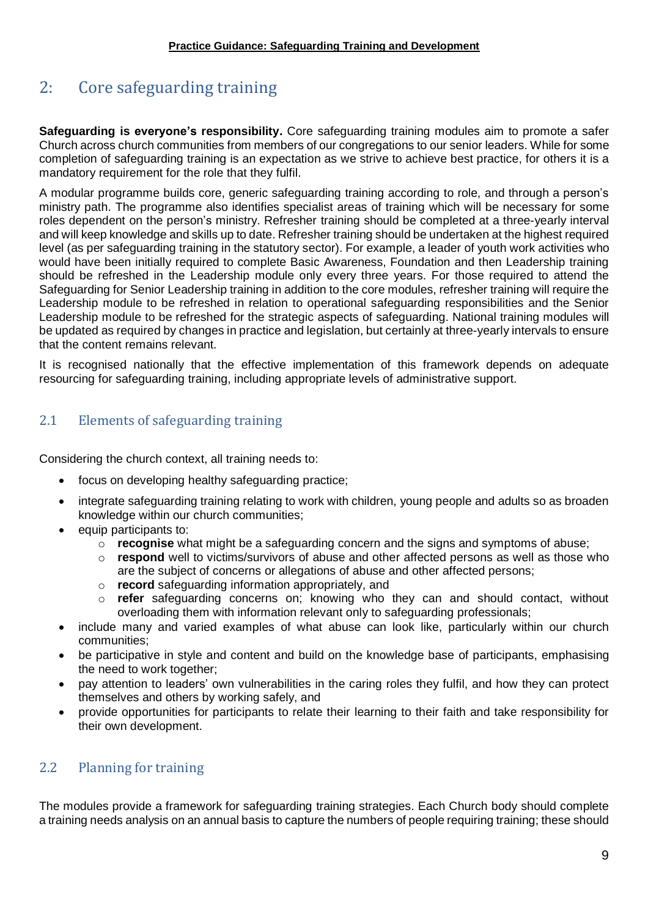## 2: Core safeguarding training

**Safeguarding is everyone's responsibility.** Core safeguarding training modules aim to promote a safer Church across church communities from members of our congregations to our senior leaders. While for some completion of safeguarding training is an expectation as we strive to achieve best practice, for others it is a mandatory requirement for the role that they fulfil.

A modular programme builds core, generic safeguarding training according to role, and through a person's ministry path. The programme also identifies specialist areas of training which will be necessary for some roles dependent on the person's ministry. Refresher training should be completed at a three-yearly interval and will keep knowledge and skills up to date. Refresher training should be undertaken at the highest required level (as per safeguarding training in the statutory sector). For example, a leader of youth work activities who would have been initially required to complete Basic Awareness, Foundation and then Leadership training should be refreshed in the Leadership module only every three years. For those required to attend the Safeguarding for Senior Leadership training in addition to the core modules, refresher training will require the Leadership module to be refreshed in relation to operational safeguarding responsibilities and the Senior Leadership module to be refreshed for the strategic aspects of safeguarding. National training modules will be updated as required by changes in practice and legislation, but certainly at three-yearly intervals to ensure that the content remains relevant.

It is recognised nationally that the effective implementation of this framework depends on adequate resourcing for safeguarding training, including appropriate levels of administrative support.

### 2.1 Elements of safeguarding training

Considering the church context, all training needs to:

- focus on developing healthy safeguarding practice;
- integrate safeguarding training relating to work with children, young people and adults so as broaden knowledge within our church communities;
- equip participants to:
    - **recognise** what might be a safeguarding concern and the signs and symptoms of abuse;
    - **respond** well to victims/survivors of abuse and other affected persons as well as those who are the subject of concerns or allegations of abuse and other affected persons;
    - **record** safeguarding information appropriately, and
    - **refer** safeguarding concerns on; knowing who they can and should contact, without overloading them with information relevant only to safeguarding professionals;
- include many and varied examples of what abuse can look like, particularly within our church communities;
- be participative in style and content and build on the knowledge base of participants, emphasising the need to work together;
- pay attention to leaders' own vulnerabilities in the caring roles they fulfil, and how they can protect themselves and others by working safely, and
- provide opportunities for participants to relate their learning to their faith and take responsibility for their own development.

### 2.2 Planning for training

The modules provide a framework for safeguarding training strategies. Each Church body should complete a training needs analysis on an annual basis to capture the numbers of people requiring training; these should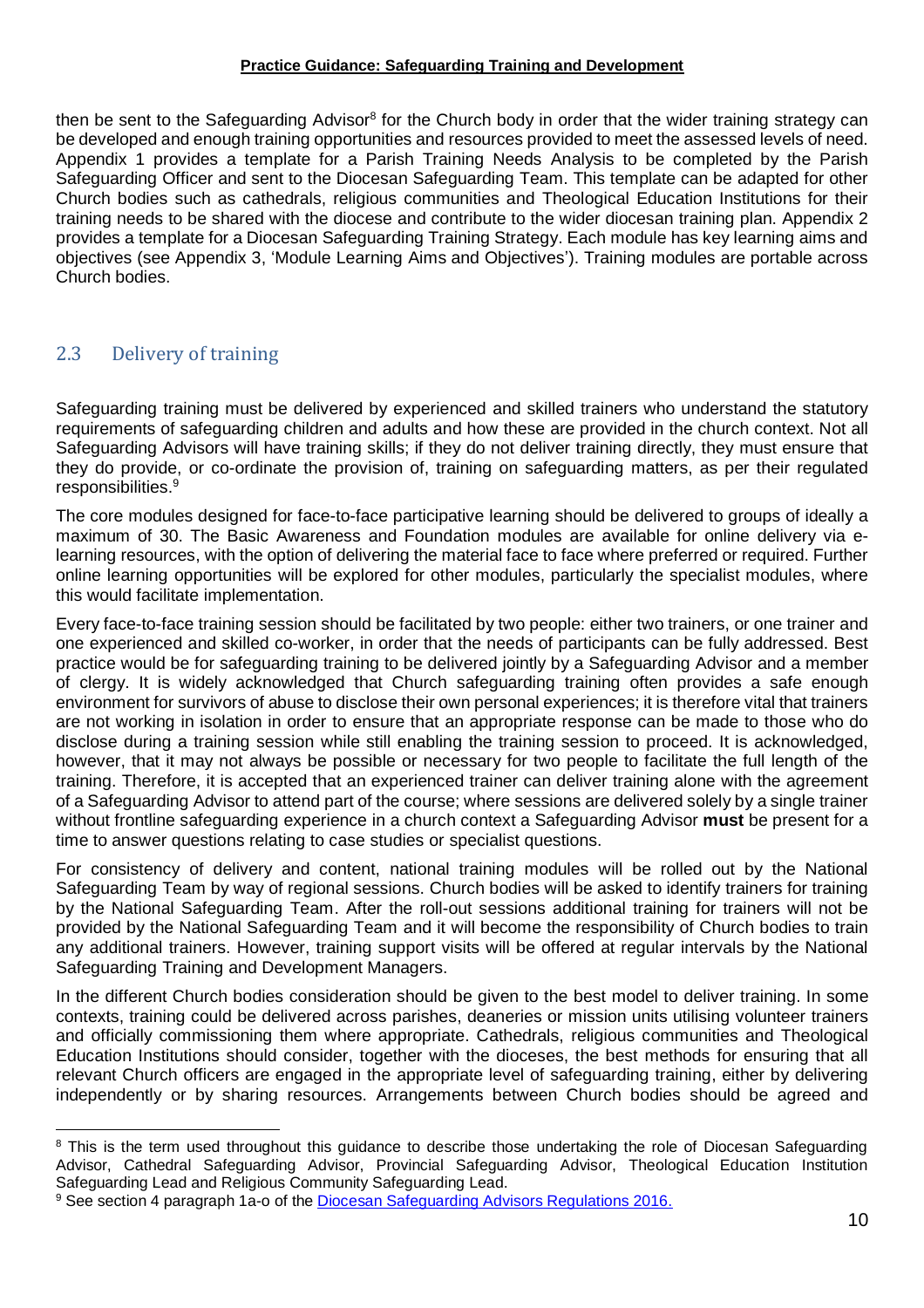then be sent to the Safeguarding Advisor[8] for the Church body in order that the wider training strategy can be developed and enough training opportunities and resources provided to meet the assessed levels of need. Appendix 1 provides a template for a Parish Training Needs Analysis to be completed by the Parish Safeguarding Officer and sent to the Diocesan Safeguarding Team. This template can be adapted for other Church bodies such as cathedrals, religious communities and Theological Education Institutions for their training needs to be shared with the diocese and contribute to the wider diocesan training plan. Appendix 2 provides a template for a Diocesan Safeguarding Training Strategy. Each module has key learning aims and objectives (see Appendix 3, 'Module Learning Aims and Objectives'). Training modules are portable across Church bodies.

## 2.3 Delivery of training

Safeguarding training must be delivered by experienced and skilled trainers who understand the statutory requirements of safeguarding children and adults and how these are provided in the church context. Not all Safeguarding Advisors will have training skills; if they do not deliver training directly, they must ensure that they do provide, or co-ordinate the provision of, training on safeguarding matters, as per their regulated responsibilities.[9]

The core modules designed for face-to-face participative learning should be delivered to groups of ideally a maximum of 30. The Basic Awareness and Foundation modules are available for online delivery via e-learning resources, with the option of delivering the material face to face where preferred or required. Further online learning opportunities will be explored for other modules, particularly the specialist modules, where this would facilitate implementation.

Every face-to-face training session should be facilitated by two people: either two trainers, or one trainer and one experienced and skilled co-worker, in order that the needs of participants can be fully addressed. Best practice would be for safeguarding training to be delivered jointly by a Safeguarding Advisor and a member of clergy. It is widely acknowledged that Church safeguarding training often provides a safe enough environment for survivors of abuse to disclose their own personal experiences; it is therefore vital that trainers are not working in isolation in order to ensure that an appropriate response can be made to those who do disclose during a training session while still enabling the training session to proceed. It is acknowledged, however, that it may not always be possible or necessary for two people to facilitate the full length of the training. Therefore, it is accepted that an experienced trainer can deliver training alone with the agreement of a Safeguarding Advisor to attend part of the course; where sessions are delivered solely by a single trainer without frontline safeguarding experience in a church context a Safeguarding Advisor **must** be present for a time to answer questions relating to case studies or specialist questions.

For consistency of delivery and content, national training modules will be rolled out by the National Safeguarding Team by way of regional sessions. Church bodies will be asked to identify trainers for training by the National Safeguarding Team. After the roll-out sessions additional training for trainers will not be provided by the National Safeguarding Team and it will become the responsibility of Church bodies to train any additional trainers. However, training support visits will be offered at regular intervals by the National Safeguarding Training and Development Managers.

In the different Church bodies consideration should be given to the best model to deliver training. In some contexts, training could be delivered across parishes, deaneries or mission units utilising volunteer trainers and officially commissioning them where appropriate. Cathedrals, religious communities and Theological Education Institutions should consider, together with the dioceses, the best methods for ensuring that all relevant Church officers are engaged in the appropriate level of safeguarding training, either by delivering independently or by sharing resources. Arrangements between Church bodies should be agreed and

---

[8] This is the term used throughout this guidance to describe those undertaking the role of Diocesan Safeguarding Advisor, Cathedral Safeguarding Advisor, Provincial Safeguarding Advisor, Theological Education Institution Safeguarding Lead and Religious Community Safeguarding Lead.

[9] See section 4 paragraph 1a-o of the Diocesan Safeguarding Advisors Regulations 2016.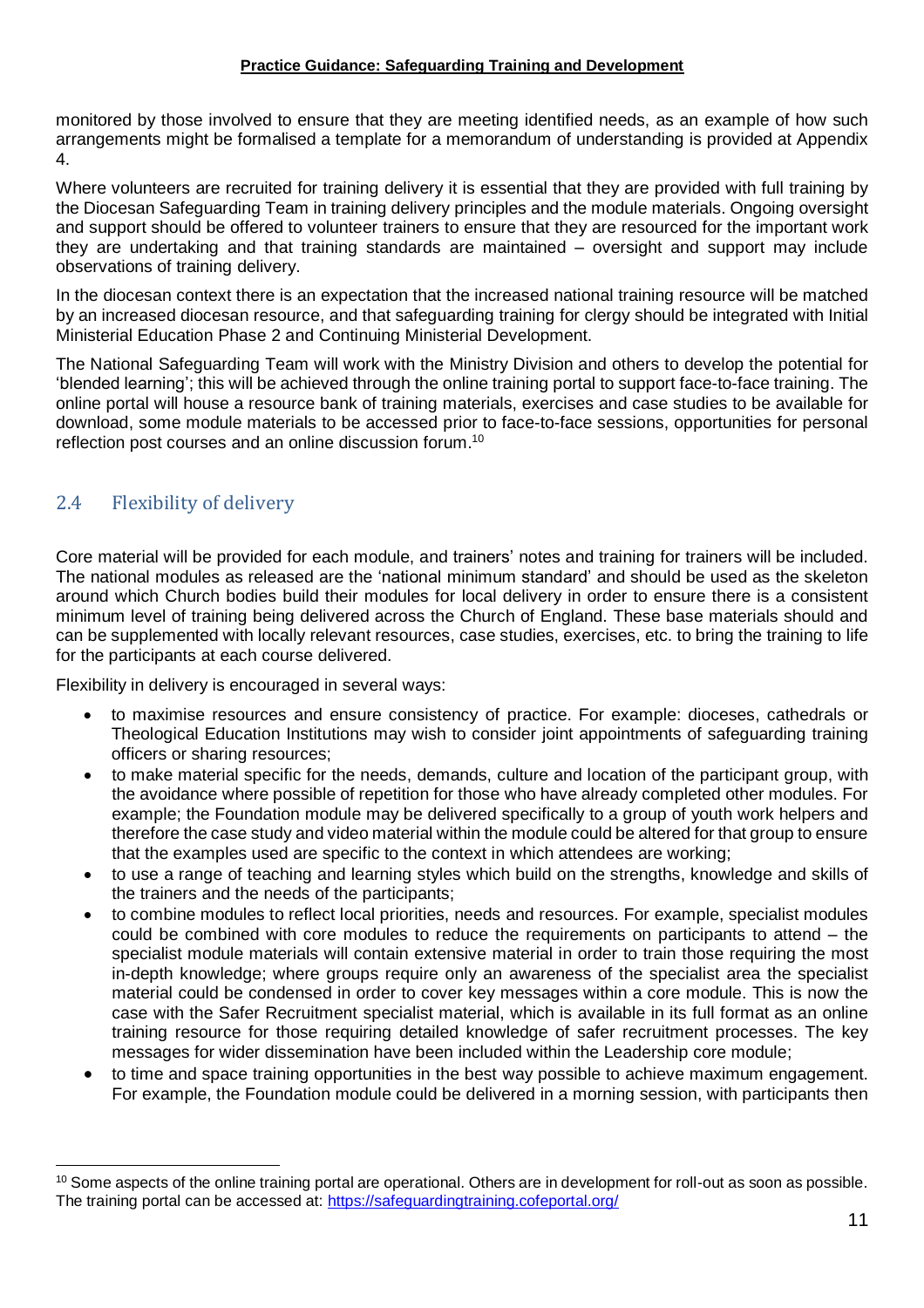monitored by those involved to ensure that they are meeting identified needs, as an example of how such arrangements might be formalised a template for a memorandum of understanding is provided at Appendix 4.

Where volunteers are recruited for training delivery it is essential that they are provided with full training by the Diocesan Safeguarding Team in training delivery principles and the module materials. Ongoing oversight and support should be offered to volunteer trainers to ensure that they are resourced for the important work they are undertaking and that training standards are maintained – oversight and support may include observations of training delivery.

In the diocesan context there is an expectation that the increased national training resource will be matched by an increased diocesan resource, and that safeguarding training for clergy should be integrated with Initial Ministerial Education Phase 2 and Continuing Ministerial Development.

The National Safeguarding Team will work with the Ministry Division and others to develop the potential for 'blended learning'; this will be achieved through the online training portal to support face-to-face training. The online portal will house a resource bank of training materials, exercises and case studies to be available for download, some module materials to be accessed prior to face-to-face sessions, opportunities for personal reflection post courses and an online discussion forum.[10]

## 2.4 Flexibility of delivery

Core material will be provided for each module, and trainers' notes and training for trainers will be included. The national modules as released are the 'national minimum standard' and should be used as the skeleton around which Church bodies build their modules for local delivery in order to ensure there is a consistent minimum level of training being delivered across the Church of England. These base materials should and can be supplemented with locally relevant resources, case studies, exercises, etc. to bring the training to life for the participants at each course delivered.

Flexibility in delivery is encouraged in several ways:

- to maximise resources and ensure consistency of practice. For example: dioceses, cathedrals or Theological Education Institutions may wish to consider joint appointments of safeguarding training officers or sharing resources;
- to make material specific for the needs, demands, culture and location of the participant group, with the avoidance where possible of repetition for those who have already completed other modules. For example; the Foundation module may be delivered specifically to a group of youth work helpers and therefore the case study and video material within the module could be altered for that group to ensure that the examples used are specific to the context in which attendees are working;
- to use a range of teaching and learning styles which build on the strengths, knowledge and skills of the trainers and the needs of the participants;
- to combine modules to reflect local priorities, needs and resources. For example, specialist modules could be combined with core modules to reduce the requirements on participants to attend – the specialist module materials will contain extensive material in order to train those requiring the most in-depth knowledge; where groups require only an awareness of the specialist area the specialist material could be condensed in order to cover key messages within a core module. This is now the case with the Safer Recruitment specialist material, which is available in its full format as an online training resource for those requiring detailed knowledge of safer recruitment processes. The key messages for wider dissemination have been included within the Leadership core module;
- to time and space training opportunities in the best way possible to achieve maximum engagement. For example, the Foundation module could be delivered in a morning session, with participants then

[10] Some aspects of the online training portal are operational. Others are in development for roll-out as soon as possible. The training portal can be accessed at: https://safeguardingtraining.cofeportal.org/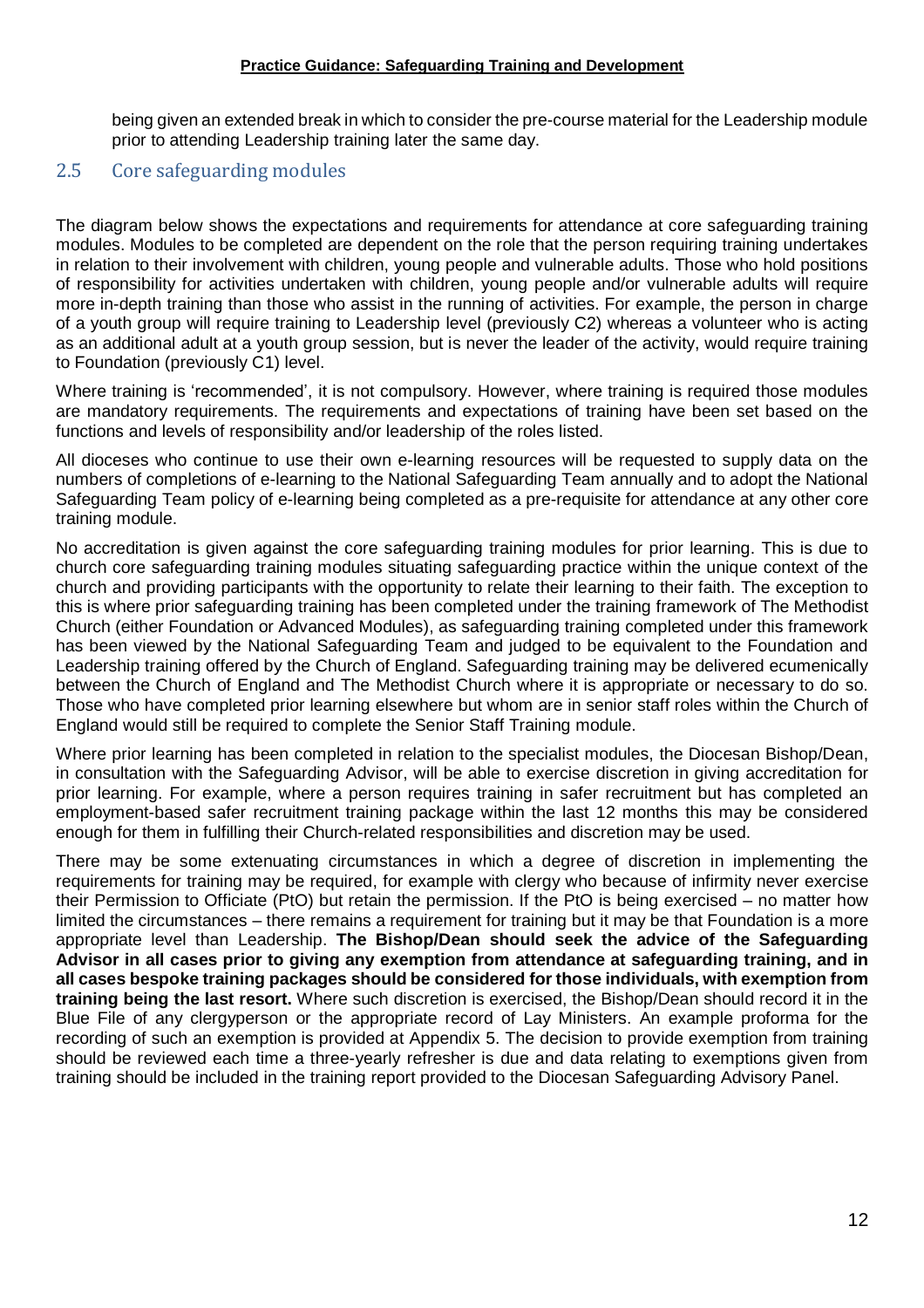being given an extended break in which to consider the pre-course material for the Leadership module prior to attending Leadership training later the same day.

## 2.5 Core safeguarding modules

The diagram below shows the expectations and requirements for attendance at core safeguarding training modules. Modules to be completed are dependent on the role that the person requiring training undertakes in relation to their involvement with children, young people and vulnerable adults. Those who hold positions of responsibility for activities undertaken with children, young people and/or vulnerable adults will require more in-depth training than those who assist in the running of activities. For example, the person in charge of a youth group will require training to Leadership level (previously C2) whereas a volunteer who is acting as an additional adult at a youth group session, but is never the leader of the activity, would require training to Foundation (previously C1) level.

Where training is 'recommended', it is not compulsory. However, where training is required those modules are mandatory requirements. The requirements and expectations of training have been set based on the functions and levels of responsibility and/or leadership of the roles listed.

All dioceses who continue to use their own e-learning resources will be requested to supply data on the numbers of completions of e-learning to the National Safeguarding Team annually and to adopt the National Safeguarding Team policy of e-learning being completed as a pre-requisite for attendance at any other core training module.

No accreditation is given against the core safeguarding training modules for prior learning. This is due to church core safeguarding training modules situating safeguarding practice within the unique context of the church and providing participants with the opportunity to relate their learning to their faith. The exception to this is where prior safeguarding training has been completed under the training framework of The Methodist Church (either Foundation or Advanced Modules), as safeguarding training completed under this framework has been viewed by the National Safeguarding Team and judged to be equivalent to the Foundation and Leadership training offered by the Church of England. Safeguarding training may be delivered ecumenically between the Church of England and The Methodist Church where it is appropriate or necessary to do so. Those who have completed prior learning elsewhere but whom are in senior staff roles within the Church of England would still be required to complete the Senior Staff Training module.

Where prior learning has been completed in relation to the specialist modules, the Diocesan Bishop/Dean, in consultation with the Safeguarding Advisor, will be able to exercise discretion in giving accreditation for prior learning. For example, where a person requires training in safer recruitment but has completed an employment-based safer recruitment training package within the last 12 months this may be considered enough for them in fulfilling their Church-related responsibilities and discretion may be used.

There may be some extenuating circumstances in which a degree of discretion in implementing the requirements for training may be required, for example with clergy who because of infirmity never exercise their Permission to Officiate (PtO) but retain the permission. If the PtO is being exercised – no matter how limited the circumstances – there remains a requirement for training but it may be that Foundation is a more appropriate level than Leadership. **The Bishop/Dean should seek the advice of the Safeguarding Advisor in all cases prior to giving any exemption from attendance at safeguarding training, and in all cases bespoke training packages should be considered for those individuals, with exemption from training being the last resort.** Where such discretion is exercised, the Bishop/Dean should record it in the Blue File of any clergyperson or the appropriate record of Lay Ministers. An example proforma for the recording of such an exemption is provided at Appendix 5. The decision to provide exemption from training should be reviewed each time a three-yearly refresher is due and data relating to exemptions given from training should be included in the training report provided to the Diocesan Safeguarding Advisory Panel.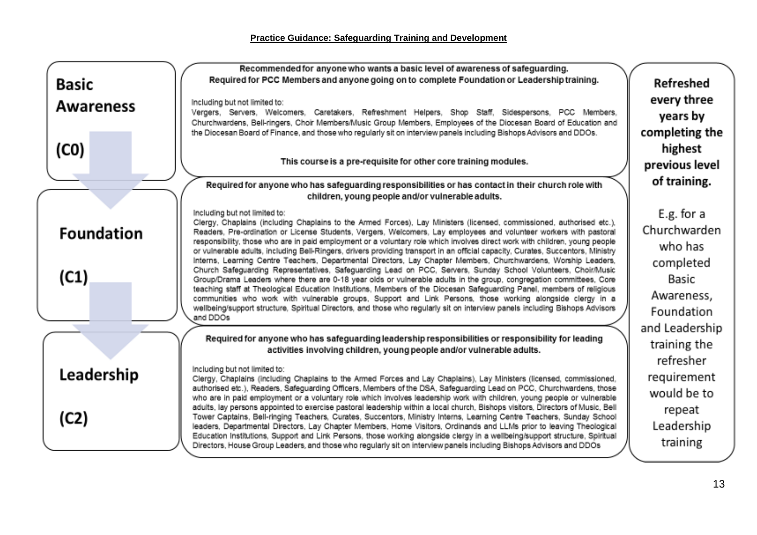**Practice Guidance: Safeguarding Training and Development**

## Basic Awareness (C0)

**Recommended for anyone who wants a basic level of awareness of safeguarding.**
**Required for PCC Members and anyone going on to complete Foundation or Leadership training.**

Including but not limited to:
Vergers, Servers, Welcomers, Caretakers, Refreshment Helpers, Shop Staff, Sidespersons, PCC Members, Churchwardens, Bell-ringers, Choir Members/Music Group Members, Employees of the Diocesan Board of Education and the Diocesan Board of Finance, and those who regularly sit on interview panels including Bishops Advisors and DDOs.

**This course is a pre-requisite for other core training modules.**

## Foundation (C1)

**Required for anyone who has safeguarding responsibilities or has contact in their church role with children, young people and/or vulnerable adults.**

Including but not limited to:
Clergy, Chaplains (including Chaplains to the Armed Forces), Lay Ministers (licensed, commissioned, authorised etc.), Readers, Pre-ordination or License Students, Vergers, Welcomers, Lay employees and volunteer workers with pastoral responsibility, those who are in paid employment or a voluntary role which involves direct work with children, young people or vulnerable adults, including Bell-Ringers, drivers providing transport in an official capacity, Curates, Succentors, Ministry Interns, Learning Centre Teachers, Departmental Directors, Lay Chapter Members, Churchwardens, Worship Leaders, Church Safeguarding Representatives, Safeguarding Lead on PCC, Servers, Sunday School Volunteers, Choir/Music Group/Drama Leaders where there are 0-18 year olds or vulnerable adults in the group, congregation committees, Core teaching staff at Theological Education Institutions, Members of the Diocesan Safeguarding Panel, members of religious communities who work with vulnerable groups, Support and Link Persons, those working alongside clergy in a wellbeing/support structure, Spiritual Directors, and those who regularly sit on interview panels including Bishops Advisors and DDOs

## Leadership (C2)

**Required for anyone who has safeguarding leadership responsibilities or responsibility for leading activities involving children, young people and/or vulnerable adults.**

Including but not limited to:
Clergy, Chaplains (including Chaplains to the Armed Forces and Lay Chaplains), Lay Ministers (licensed, commissioned, authorised etc.), Readers, Safeguarding Officers, Members of the DSA, Safeguarding Lead on PCC, Churchwardens, those who are in paid employment or a voluntary role which involves leadership work with children, young people or vulnerable adults, lay persons appointed to exercise pastoral leadership within a local church, Bishops visitors, Directors of Music, Bell Tower Captains, Bell-ringing Teachers, Curates, Succentors, Ministry Interns, Learning Centre Teachers, Sunday School leaders, Departmental Directors, Lay Chapter Members, Home Visitors, Ordinands and LLMs prior to leaving Theological Education Institutions, Support and Link Persons, those working alongside clergy in a wellbeing/support structure, Spiritual Directors, House Group Leaders, and those who regularly sit on interview panels including Bishops Advisors and DDOs

**Refreshed every three years by completing the highest previous level of training.**

E.g. for a Churchwarden who has completed Basic Awareness, Foundation and Leadership training the refresher requirement would be to repeat Leadership training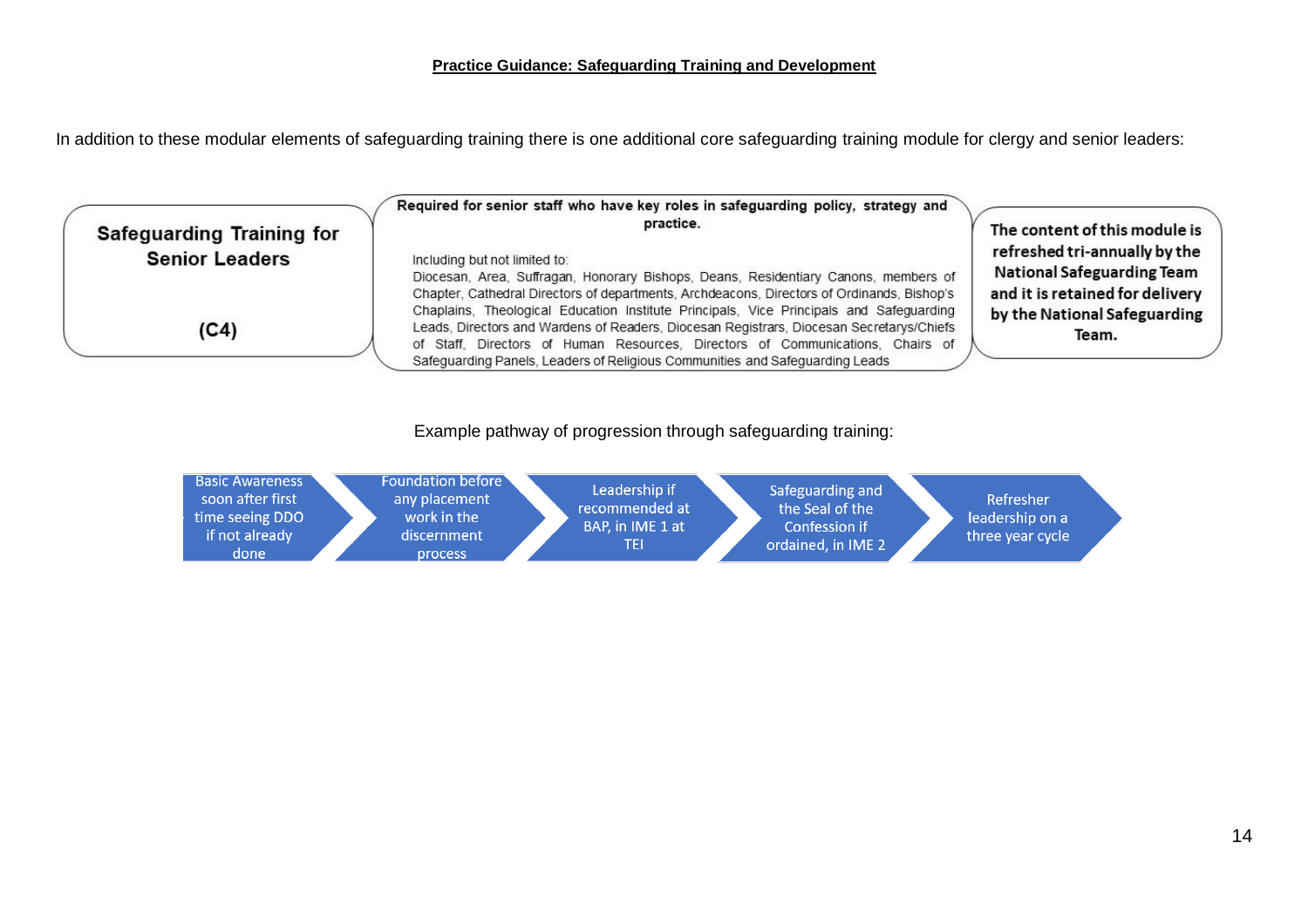**Practice Guidance: Safeguarding Training and Development**

In addition to these modular elements of safeguarding training there is one additional core safeguarding training module for clergy and senior leaders:

| Safeguarding Training for Senior Leaders (C4) | **Required for senior staff who have key roles in safeguarding policy, strategy and practice.** Including but not limited to: Diocesan, Area, Suffragan, Honorary Bishops, Deans, Residentiary Canons, members of Chapter, Cathedral Directors of departments, Archdeacons, Directors of Ordinands, Bishop's Chaplains, Theological Education Institute Principals, Vice Principals and Safeguarding Leads, Directors and Wardens of Readers, Diocesan Registrars, Diocesan Secretarys/Chiefs of Staff, Directors of Human Resources, Directors of Communications, Chairs of Safeguarding Panels, Leaders of Religious Communities and Safeguarding Leads | **The content of this module is refreshed tri-annually by the National Safeguarding Team and it is retained for delivery by the National Safeguarding Team.** |
|---|---|---|

Example pathway of progression through safeguarding training:

1. Basic Awareness soon after first time seeing DDO if not already done
2. Foundation before any placement work in the discernment process
3. Leadership if recommended at BAP, in IME 1 at TEI
4. Safeguarding and the Seal of the Confession if ordained, in IME 2
5. Refresher leadership on a three year cycle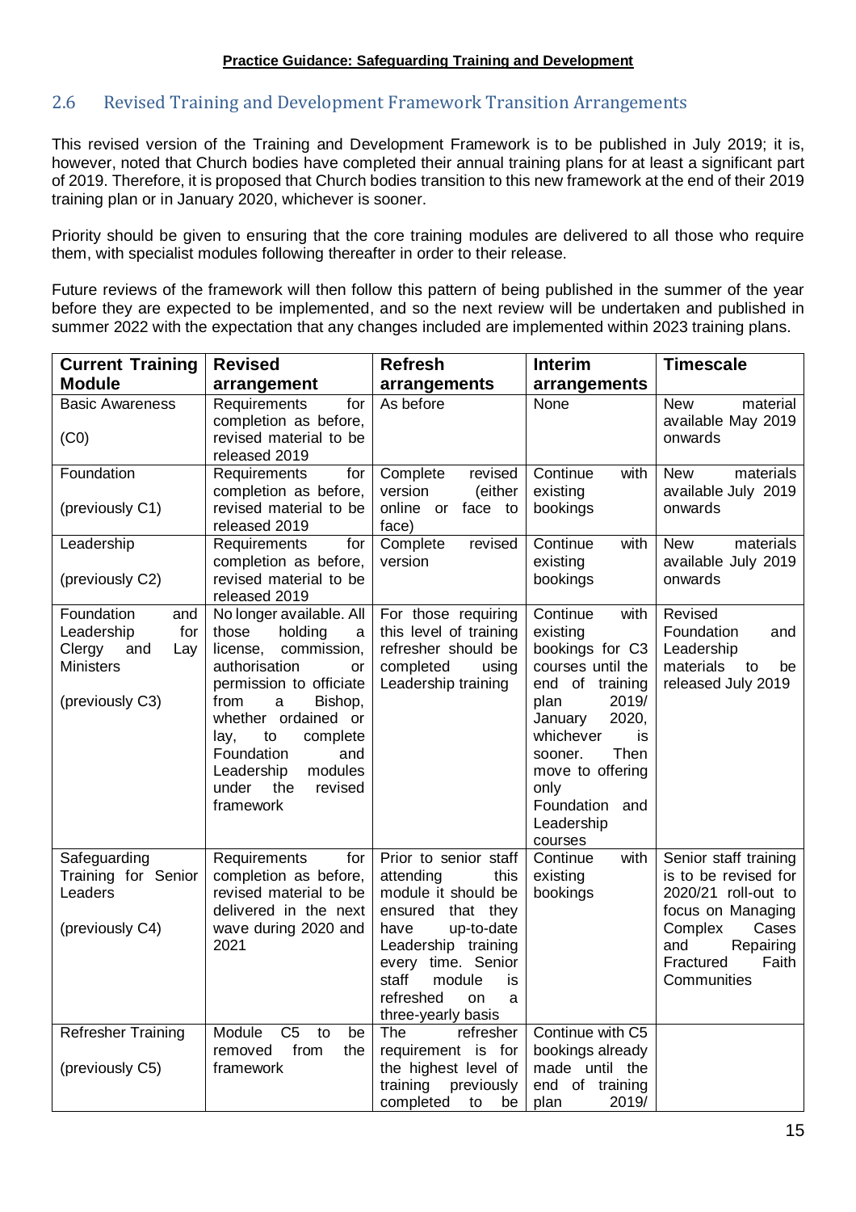## 2.6 Revised Training and Development Framework Transition Arrangements

This revised version of the Training and Development Framework is to be published in July 2019; it is, however, noted that Church bodies have completed their annual training plans for at least a significant part of 2019. Therefore, it is proposed that Church bodies transition to this new framework at the end of their 2019 training plan or in January 2020, whichever is sooner.

Priority should be given to ensuring that the core training modules are delivered to all those who require them, with specialist modules following thereafter in order to their release.

Future reviews of the framework will then follow this pattern of being published in the summer of the year before they are expected to be implemented, and so the next review will be undertaken and published in summer 2022 with the expectation that any changes included are implemented within 2023 training plans.

| Current Training Module | Revised arrangement | Refresh arrangements | Interim arrangements | Timescale |
|---|---|---|---|---|
| Basic Awareness<br><br>(C0) | Requirements for completion as before, revised material to be released 2019 | As before | None | New material available May 2019 onwards |
| Foundation<br><br>(previously C1) | Requirements for completion as before, revised material to be released 2019 | Complete revised version (either online or face to face) | Continue with existing bookings | New materials available July 2019 onwards |
| Leadership<br><br>(previously C2) | Requirements for completion as before, revised material to be released 2019 | Complete revised version | Continue with existing bookings | New materials available July 2019 onwards |
| Foundation and Leadership for Clergy and Lay Ministers<br><br>(previously C3) | No longer available. All those holding a license, commission, authorisation or permission to officiate from a Bishop, whether ordained or lay, to complete Foundation and Leadership modules under the revised framework | For those requiring this level of training refresher should be completed using Leadership training | Continue with existing bookings for C3 courses until the end of training plan 2019/ January 2020, whichever is sooner. Then move to offering only Foundation and Leadership courses | Revised Foundation and Leadership materials to be released July 2019 |
| Safeguarding Training for Senior Leaders<br><br>(previously C4) | Requirements for completion as before, revised material to be delivered in the next wave during 2020 and 2021 | Prior to senior staff attending this module it should be ensured that they have up-to-date Leadership training every time. Senior staff module is refreshed on a three-yearly basis | Continue with existing bookings | Senior staff training is to be revised for 2020/21 roll-out to focus on Managing Complex Cases and Repairing Fractured Faith Communities |
| Refresher Training<br><br>(previously C5) | Module C5 to be removed from the framework | The refresher requirement is for the highest level of training previously completed to be | Continue with C5 bookings already made until the end of training plan 2019/ | |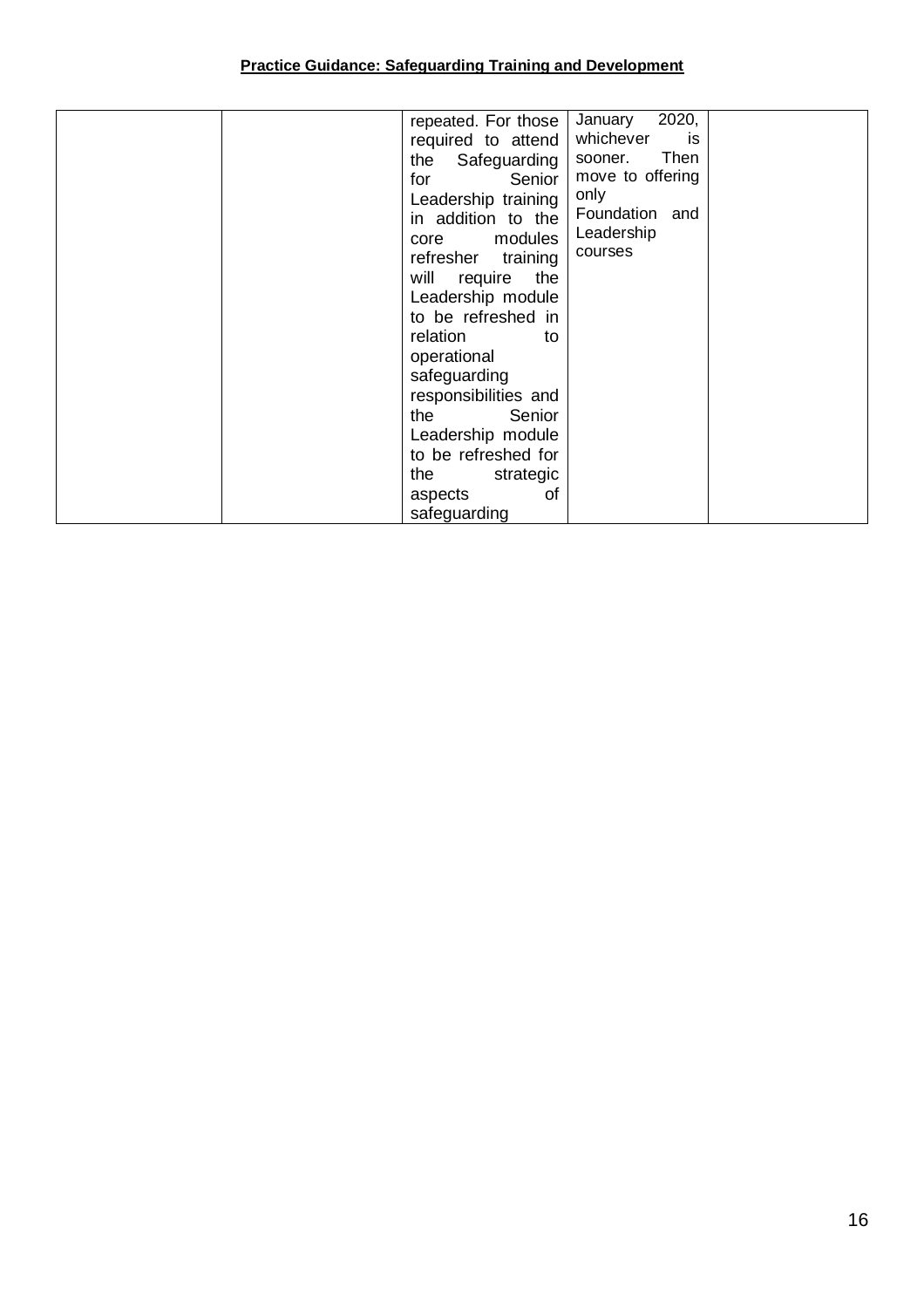|  |  |  |  |  |
|---|---|---|---|---|
|  |  | repeated. For those required to attend the Safeguarding for Senior Leadership training in addition to the core modules refresher training will require the Leadership module to be refreshed in relation to operational safeguarding responsibilities and the Senior Leadership module to be refreshed for the strategic aspects of safeguarding | January 2020, whichever is sooner. Then move to offering only Foundation and Leadership courses |  |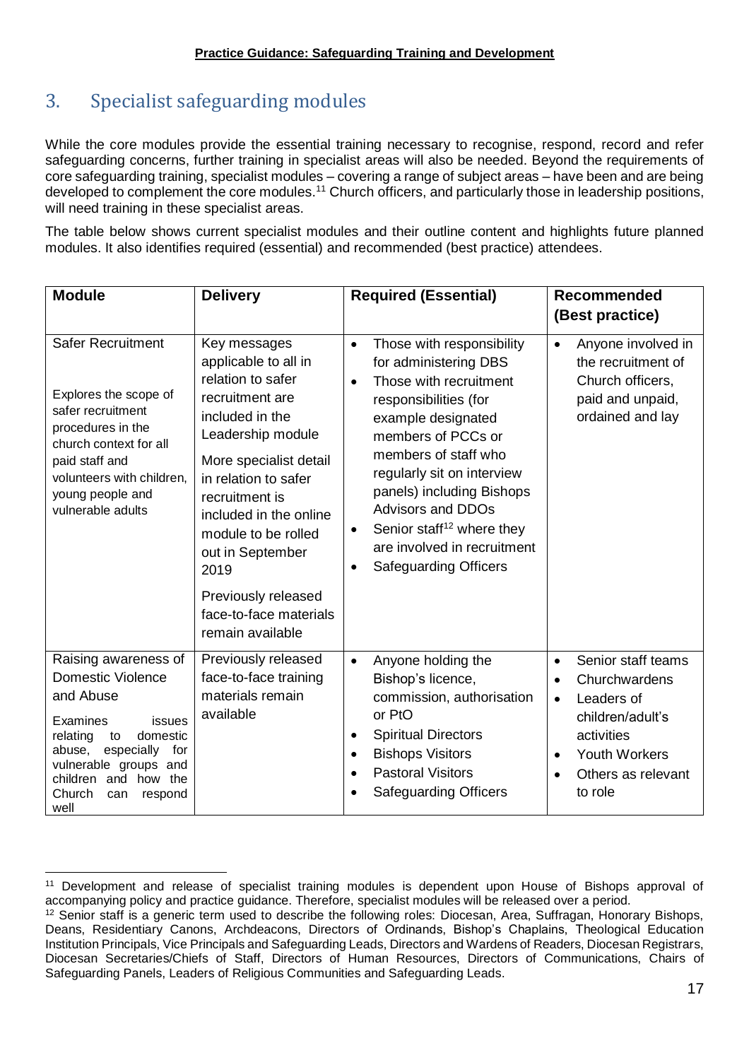## 3. Specialist safeguarding modules

While the core modules provide the essential training necessary to recognise, respond, record and refer safeguarding concerns, further training in specialist areas will also be needed. Beyond the requirements of core safeguarding training, specialist modules – covering a range of subject areas – have been and are being developed to complement the core modules.[11] Church officers, and particularly those in leadership positions, will need training in these specialist areas.

The table below shows current specialist modules and their outline content and highlights future planned modules. It also identifies required (essential) and recommended (best practice) attendees.

| Module | Delivery | Required (Essential) | Recommended (Best practice) |
|---|---|---|---|
| Safer Recruitment<br><br>Explores the scope of safer recruitment procedures in the church context for all paid staff and volunteers with children, young people and vulnerable adults | Key messages applicable to all in relation to safer recruitment are included in the Leadership module<br><br>More specialist detail in relation to safer recruitment is included in the online module to be rolled out in September 2019<br><br>Previously released face-to-face materials remain available | • Those with responsibility for administering DBS<br>• Those with recruitment responsibilities (for example designated members of PCCs or members of staff who regularly sit on interview panels) including Bishops Advisors and DDOs<br>• Senior staff[12] where they are involved in recruitment<br>• Safeguarding Officers | • Anyone involved in the recruitment of Church officers, paid and unpaid, ordained and lay |
| Raising awareness of Domestic Violence and Abuse<br><br>Examines issues relating to domestic abuse, especially for vulnerable groups and children and how the Church can respond well | Previously released face-to-face training materials remain available | • Anyone holding the Bishop's licence, commission, authorisation or PtO<br>• Spiritual Directors<br>• Bishops Visitors<br>• Pastoral Visitors<br>• Safeguarding Officers | • Senior staff teams<br>• Churchwardens<br>• Leaders of children/adult's activities<br>• Youth Workers<br>• Others as relevant to role |

[11] Development and release of specialist training modules is dependent upon House of Bishops approval of accompanying policy and practice guidance. Therefore, specialist modules will be released over a period.

[12] Senior staff is a generic term used to describe the following roles: Diocesan, Area, Suffragan, Honorary Bishops, Deans, Residentiary Canons, Archdeacons, Directors of Ordinands, Bishop's Chaplains, Theological Education Institution Principals, Vice Principals and Safeguarding Leads, Directors and Wardens of Readers, Diocesan Registrars, Diocesan Secretaries/Chiefs of Staff, Directors of Human Resources, Directors of Communications, Chairs of Safeguarding Panels, Leaders of Religious Communities and Safeguarding Leads.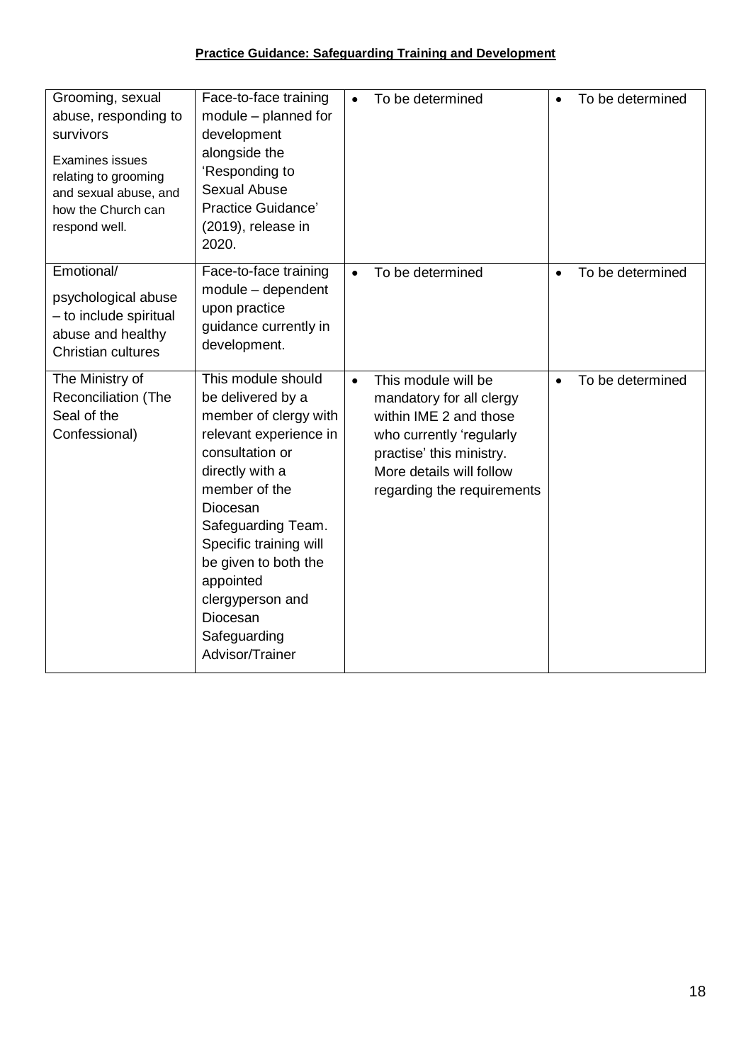**Practice Guidance: Safeguarding Training and Development**

| | | | |
|---|---|---|---|
| Grooming, sexual abuse, responding to survivors<br><br>Examines issues relating to grooming and sexual abuse, and how the Church can respond well. | Face-to-face training module – planned for development alongside the 'Responding to Sexual Abuse Practice Guidance' (2019), release in 2020. | • To be determined | • To be determined |
| Emotional/<br><br>psychological abuse – to include spiritual abuse and healthy Christian cultures | Face-to-face training module – dependent upon practice guidance currently in development. | • To be determined | • To be determined |
| The Ministry of Reconciliation (The Seal of the Confessional) | This module should be delivered by a member of clergy with relevant experience in consultation or directly with a member of the Diocesan Safeguarding Team. Specific training will be given to both the appointed clergyperson and Diocesan Safeguarding Advisor/Trainer | • This module will be mandatory for all clergy within IME 2 and those who currently 'regularly practise' this ministry. More details will follow regarding the requirements | • To be determined |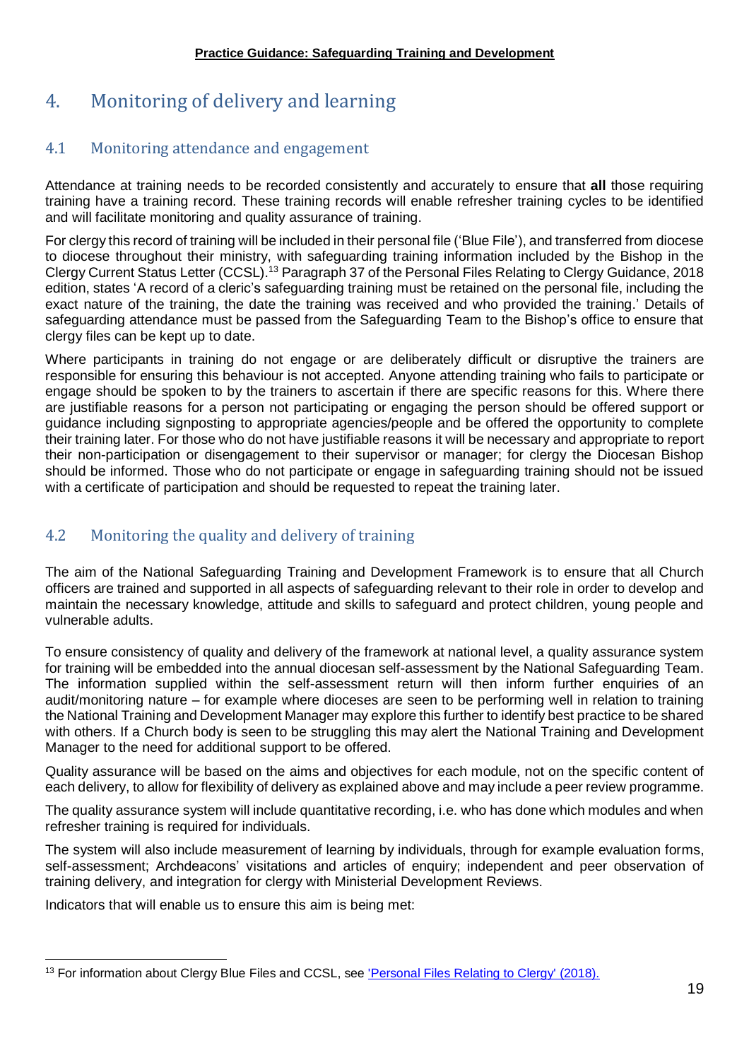## 4. Monitoring of delivery and learning

### 4.1 Monitoring attendance and engagement

Attendance at training needs to be recorded consistently and accurately to ensure that **all** those requiring training have a training record. These training records will enable refresher training cycles to be identified and will facilitate monitoring and quality assurance of training.

For clergy this record of training will be included in their personal file ('Blue File'), and transferred from diocese to diocese throughout their ministry, with safeguarding training information included by the Bishop in the Clergy Current Status Letter (CCSL).[13] Paragraph 37 of the Personal Files Relating to Clergy Guidance, 2018 edition, states 'A record of a cleric's safeguarding training must be retained on the personal file, including the exact nature of the training, the date the training was received and who provided the training.' Details of safeguarding attendance must be passed from the Safeguarding Team to the Bishop's office to ensure that clergy files can be kept up to date.

Where participants in training do not engage or are deliberately difficult or disruptive the trainers are responsible for ensuring this behaviour is not accepted. Anyone attending training who fails to participate or engage should be spoken to by the trainers to ascertain if there are specific reasons for this. Where there are justifiable reasons for a person not participating or engaging the person should be offered support or guidance including signposting to appropriate agencies/people and be offered the opportunity to complete their training later. For those who do not have justifiable reasons it will be necessary and appropriate to report their non-participation or disengagement to their supervisor or manager; for clergy the Diocesan Bishop should be informed. Those who do not participate or engage in safeguarding training should not be issued with a certificate of participation and should be requested to repeat the training later.

### 4.2 Monitoring the quality and delivery of training

The aim of the National Safeguarding Training and Development Framework is to ensure that all Church officers are trained and supported in all aspects of safeguarding relevant to their role in order to develop and maintain the necessary knowledge, attitude and skills to safeguard and protect children, young people and vulnerable adults.

To ensure consistency of quality and delivery of the framework at national level, a quality assurance system for training will be embedded into the annual diocesan self-assessment by the National Safeguarding Team. The information supplied within the self-assessment return will then inform further enquiries of an audit/monitoring nature – for example where dioceses are seen to be performing well in relation to training the National Training and Development Manager may explore this further to identify best practice to be shared with others. If a Church body is seen to be struggling this may alert the National Training and Development Manager to the need for additional support to be offered.

Quality assurance will be based on the aims and objectives for each module, not on the specific content of each delivery, to allow for flexibility of delivery as explained above and may include a peer review programme.

The quality assurance system will include quantitative recording, i.e. who has done which modules and when refresher training is required for individuals.

The system will also include measurement of learning by individuals, through for example evaluation forms, self-assessment; Archdeacons' visitations and articles of enquiry; independent and peer observation of training delivery, and integration for clergy with Ministerial Development Reviews.

Indicators that will enable us to ensure this aim is being met:

[13] For information about Clergy Blue Files and CCSL, see ['Personal Files Relating to Clergy' (2018).]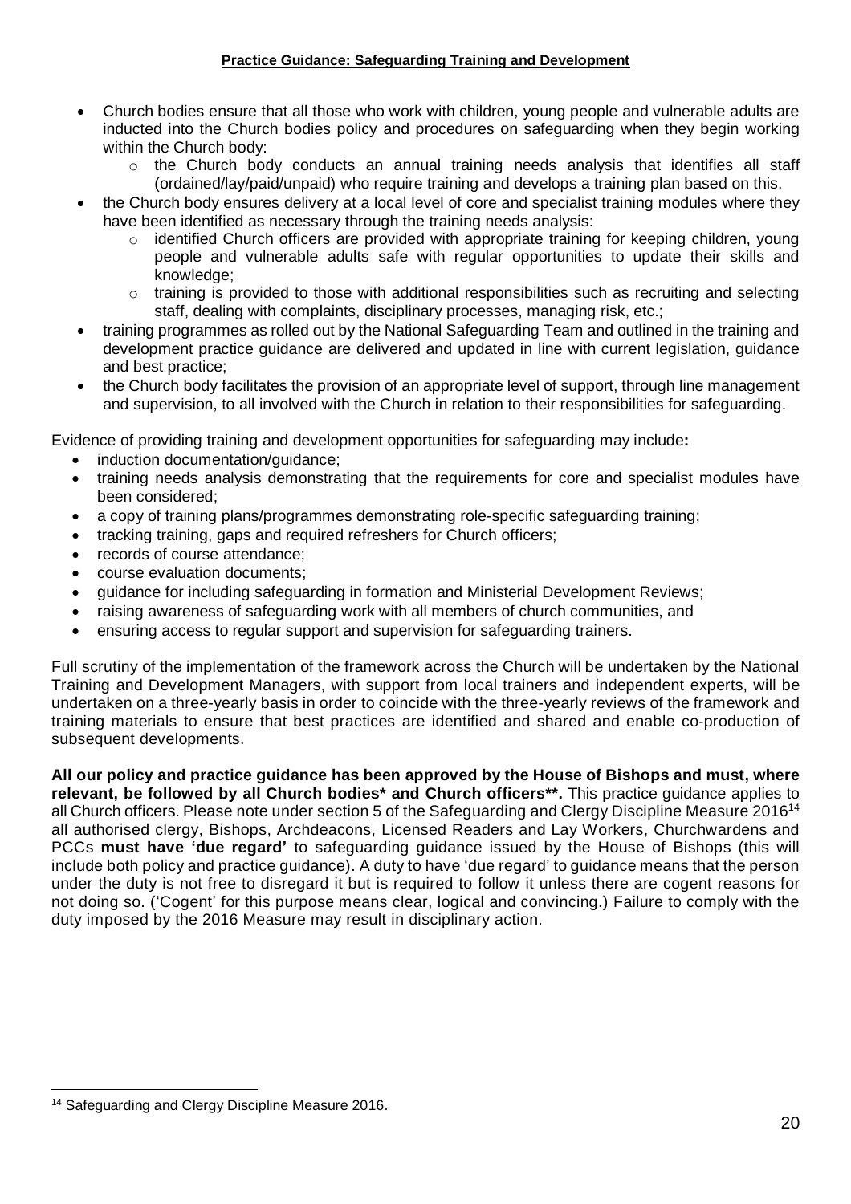**Practice Guidance: Safeguarding Training and Development**

- Church bodies ensure that all those who work with children, young people and vulnerable adults are inducted into the Church bodies policy and procedures on safeguarding when they begin working within the Church body:
  - the Church body conducts an annual training needs analysis that identifies all staff (ordained/lay/paid/unpaid) who require training and develops a training plan based on this.
- the Church body ensures delivery at a local level of core and specialist training modules where they have been identified as necessary through the training needs analysis:
  - identified Church officers are provided with appropriate training for keeping children, young people and vulnerable adults safe with regular opportunities to update their skills and knowledge;
  - training is provided to those with additional responsibilities such as recruiting and selecting staff, dealing with complaints, disciplinary processes, managing risk, etc.;
- training programmes as rolled out by the National Safeguarding Team and outlined in the training and development practice guidance are delivered and updated in line with current legislation, guidance and best practice;
- the Church body facilitates the provision of an appropriate level of support, through line management and supervision, to all involved with the Church in relation to their responsibilities for safeguarding.

Evidence of providing training and development opportunities for safeguarding may include**:**

- induction documentation/guidance;
- training needs analysis demonstrating that the requirements for core and specialist modules have been considered;
- a copy of training plans/programmes demonstrating role-specific safeguarding training;
- tracking training, gaps and required refreshers for Church officers;
- records of course attendance;
- course evaluation documents;
- guidance for including safeguarding in formation and Ministerial Development Reviews;
- raising awareness of safeguarding work with all members of church communities, and
- ensuring access to regular support and supervision for safeguarding trainers.

Full scrutiny of the implementation of the framework across the Church will be undertaken by the National Training and Development Managers, with support from local trainers and independent experts, will be undertaken on a three-yearly basis in order to coincide with the three-yearly reviews of the framework and training materials to ensure that best practices are identified and shared and enable co-production of subsequent developments.

**All our policy and practice guidance has been approved by the House of Bishops and must, where relevant, be followed by all Church bodies* and Church officers**.** This practice guidance applies to all Church officers. Please note under section 5 of the Safeguarding and Clergy Discipline Measure 2016[14] all authorised clergy, Bishops, Archdeacons, Licensed Readers and Lay Workers, Churchwardens and PCCs **must have 'due regard'** to safeguarding guidance issued by the House of Bishops (this will include both policy and practice guidance). A duty to have 'due regard' to guidance means that the person under the duty is not free to disregard it but is required to follow it unless there are cogent reasons for not doing so. ('Cogent' for this purpose means clear, logical and convincing.) Failure to comply with the duty imposed by the 2016 Measure may result in disciplinary action.

[14] Safeguarding and Clergy Discipline Measure 2016.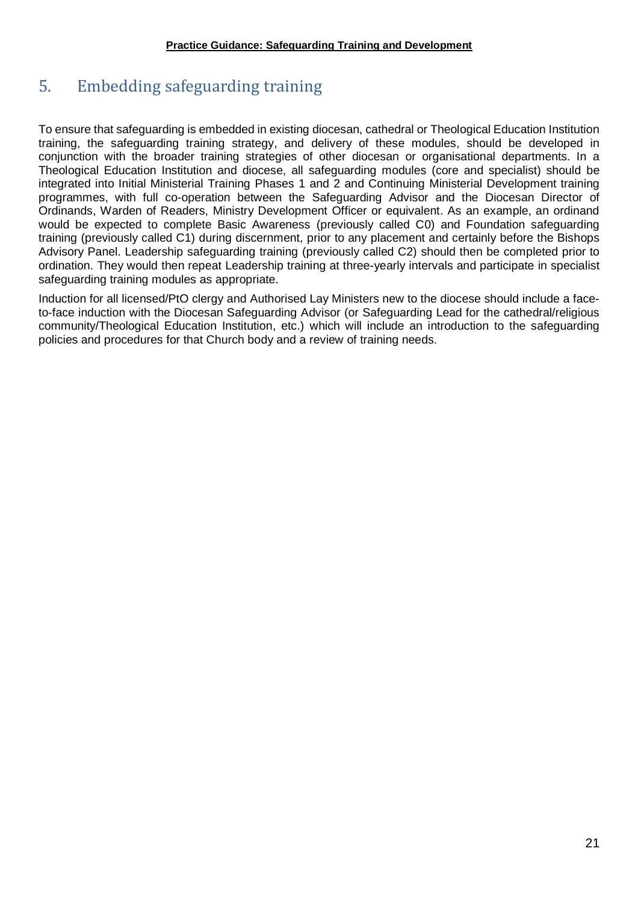## 5. Embedding safeguarding training

To ensure that safeguarding is embedded in existing diocesan, cathedral or Theological Education Institution training, the safeguarding training strategy, and delivery of these modules, should be developed in conjunction with the broader training strategies of other diocesan or organisational departments. In a Theological Education Institution and diocese, all safeguarding modules (core and specialist) should be integrated into Initial Ministerial Training Phases 1 and 2 and Continuing Ministerial Development training programmes, with full co-operation between the Safeguarding Advisor and the Diocesan Director of Ordinands, Warden of Readers, Ministry Development Officer or equivalent. As an example, an ordinand would be expected to complete Basic Awareness (previously called C0) and Foundation safeguarding training (previously called C1) during discernment, prior to any placement and certainly before the Bishops Advisory Panel. Leadership safeguarding training (previously called C2) should then be completed prior to ordination. They would then repeat Leadership training at three-yearly intervals and participate in specialist safeguarding training modules as appropriate.

Induction for all licensed/PtO clergy and Authorised Lay Ministers new to the diocese should include a face-to-face induction with the Diocesan Safeguarding Advisor (or Safeguarding Lead for the cathedral/religious community/Theological Education Institution, etc.) which will include an introduction to the safeguarding policies and procedures for that Church body and a review of training needs.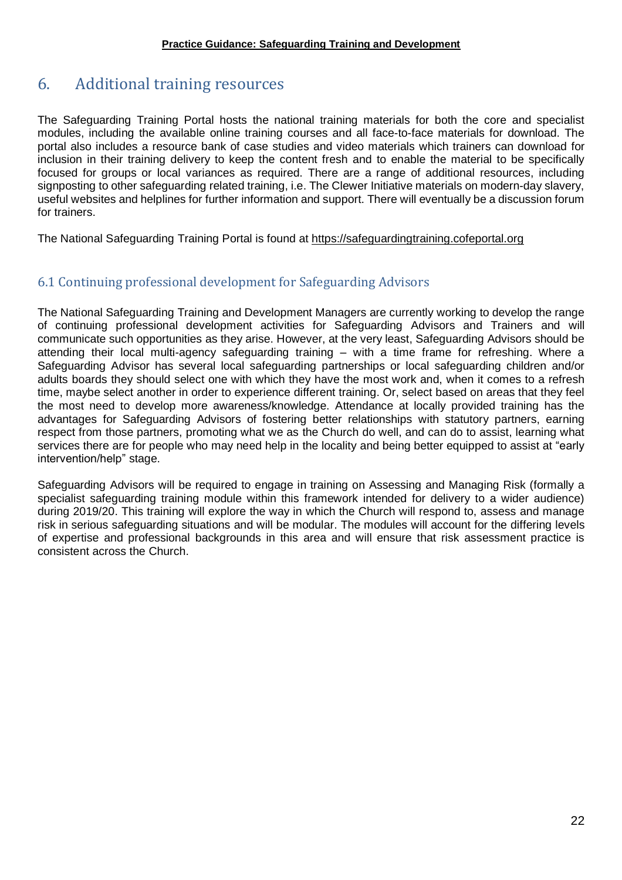# 6. Additional training resources

The Safeguarding Training Portal hosts the national training materials for both the core and specialist modules, including the available online training courses and all face-to-face materials for download. The portal also includes a resource bank of case studies and video materials which trainers can download for inclusion in their training delivery to keep the content fresh and to enable the material to be specifically focused for groups or local variances as required. There are a range of additional resources, including signposting to other safeguarding related training, i.e. The Clewer Initiative materials on modern-day slavery, useful websites and helplines for further information and support. There will eventually be a discussion forum for trainers.

The National Safeguarding Training Portal is found at https://safeguardingtraining.cofeportal.org

## 6.1 Continuing professional development for Safeguarding Advisors

The National Safeguarding Training and Development Managers are currently working to develop the range of continuing professional development activities for Safeguarding Advisors and Trainers and will communicate such opportunities as they arise. However, at the very least, Safeguarding Advisors should be attending their local multi-agency safeguarding training – with a time frame for refreshing. Where a Safeguarding Advisor has several local safeguarding partnerships or local safeguarding children and/or adults boards they should select one with which they have the most work and, when it comes to a refresh time, maybe select another in order to experience different training. Or, select based on areas that they feel the most need to develop more awareness/knowledge. Attendance at locally provided training has the advantages for Safeguarding Advisors of fostering better relationships with statutory partners, earning respect from those partners, promoting what we as the Church do well, and can do to assist, learning what services there are for people who may need help in the locality and being better equipped to assist at "early intervention/help" stage.

Safeguarding Advisors will be required to engage in training on Assessing and Managing Risk (formally a specialist safeguarding training module within this framework intended for delivery to a wider audience) during 2019/20. This training will explore the way in which the Church will respond to, assess and manage risk in serious safeguarding situations and will be modular. The modules will account for the differing levels of expertise and professional backgrounds in this area and will ensure that risk assessment practice is consistent across the Church.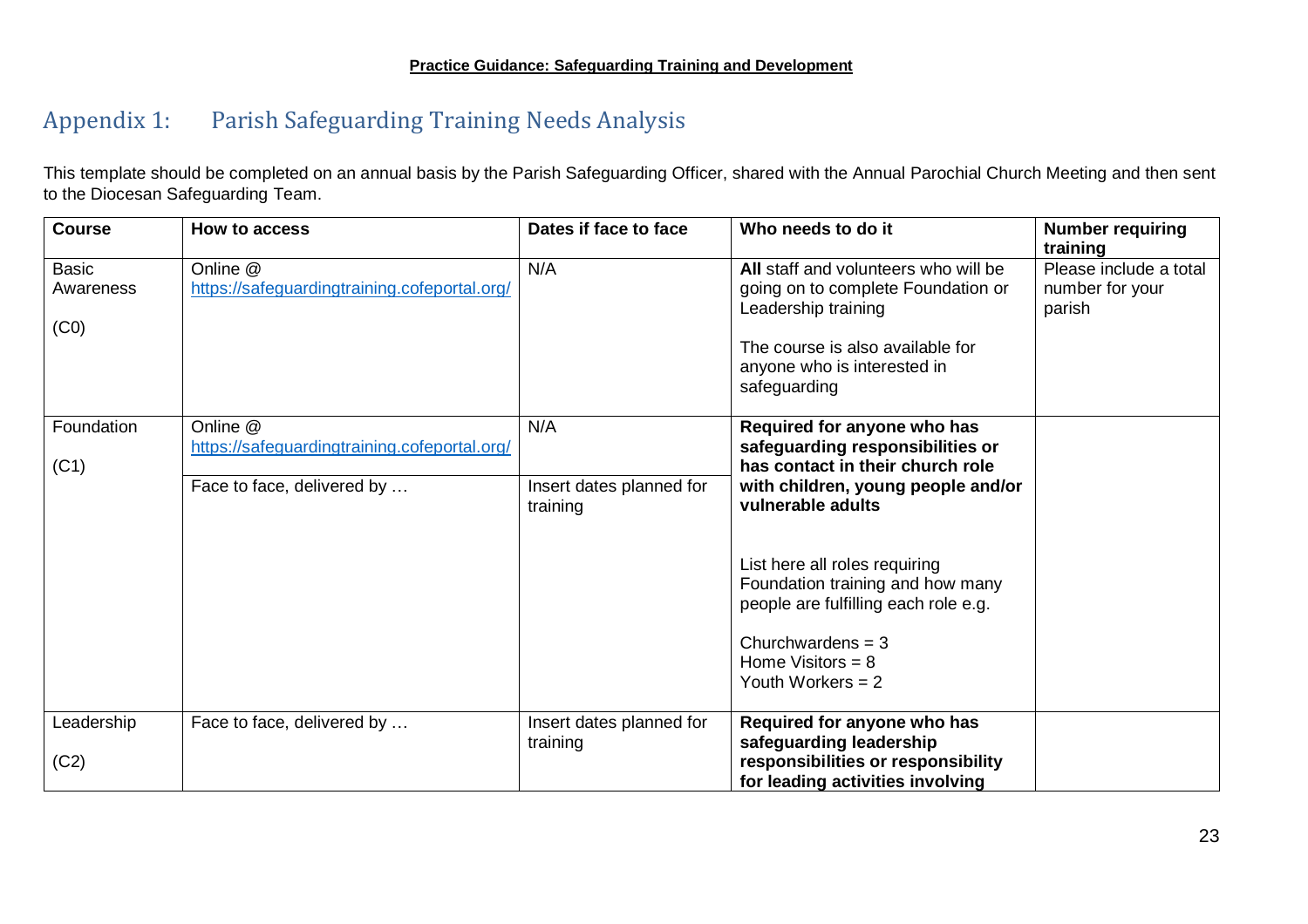## Appendix 1: Parish Safeguarding Training Needs Analysis

This template should be completed on an annual basis by the Parish Safeguarding Officer, shared with the Annual Parochial Church Meeting and then sent to the Diocesan Safeguarding Team.

| Course | How to access | Dates if face to face | Who needs to do it | Number requiring training |
|---|---|---|---|---|
| Basic Awareness (C0) | Online @ https://safeguardingtraining.cofeportal.org/ | N/A | **All** staff and volunteers who will be going on to complete Foundation or Leadership training<br><br>The course is also available for anyone who is interested in safeguarding | Please include a total number for your parish |
| Foundation (C1) | Online @ https://safeguardingtraining.cofeportal.org/ | N/A | **Required for anyone who has safeguarding responsibilities or has contact in their church role with children, young people and/or vulnerable adults**<br><br>List here all roles requiring Foundation training and how many people are fulfilling each role e.g.<br><br>Churchwardens = 3<br>Home Visitors = 8<br>Youth Workers = 2 | |
| | Face to face, delivered by … | Insert dates planned for training | | |
| Leadership (C2) | Face to face, delivered by … | Insert dates planned for training | **Required for anyone who has safeguarding leadership responsibilities or responsibility for leading activities involving** | |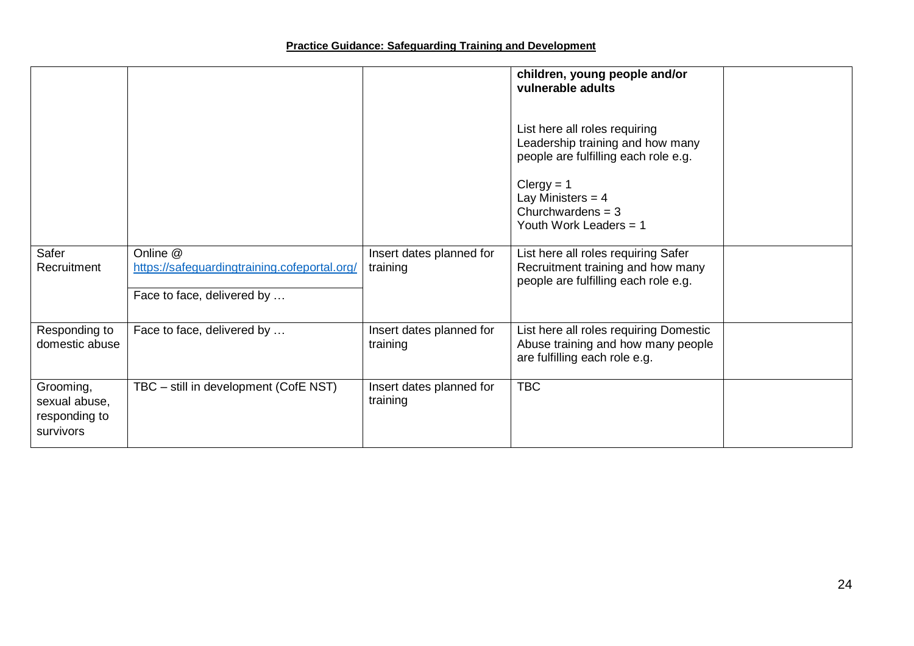| | | | | |
|---|---|---|---|---|
| | | | **children, young people and/or vulnerable adults**<br><br>List here all roles requiring Leadership training and how many people are fulfilling each role e.g.<br><br>Clergy = 1<br>Lay Ministers = 4<br>Churchwardens = 3<br>Youth Work Leaders = 1 | |
| Safer Recruitment | Online @ https://safeguardingtraining.cofeportal.org/<br><br>Face to face, delivered by … | Insert dates planned for training | List here all roles requiring Safer Recruitment training and how many people are fulfilling each role e.g. | |
| Responding to domestic abuse | Face to face, delivered by … | Insert dates planned for training | List here all roles requiring Domestic Abuse training and how many people are fulfilling each role e.g. | |
| Grooming, sexual abuse, responding to survivors | TBC – still in development (CofE NST) | Insert dates planned for training | TBC | |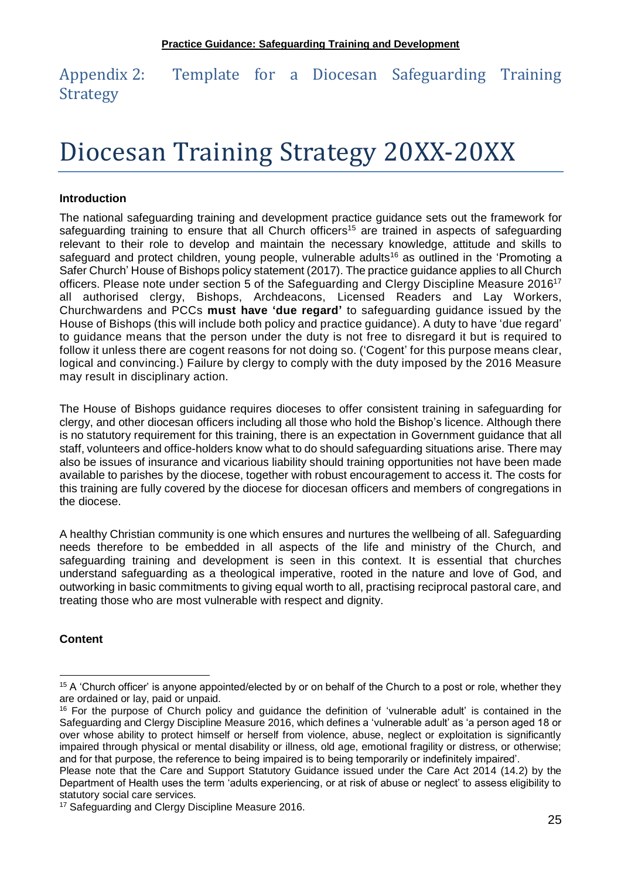## Appendix 2: Template for a Diocesan Safeguarding Training Strategy

# Diocesan Training Strategy 20XX-20XX

**Introduction**

The national safeguarding training and development practice guidance sets out the framework for safeguarding training to ensure that all Church officers[15] are trained in aspects of safeguarding relevant to their role to develop and maintain the necessary knowledge, attitude and skills to safeguard and protect children, young people, vulnerable adults[16] as outlined in the 'Promoting a Safer Church' House of Bishops policy statement (2017). The practice guidance applies to all Church officers. Please note under section 5 of the Safeguarding and Clergy Discipline Measure 2016[17] all authorised clergy, Bishops, Archdeacons, Licensed Readers and Lay Workers, Churchwardens and PCCs **must have 'due regard'** to safeguarding guidance issued by the House of Bishops (this will include both policy and practice guidance). A duty to have 'due regard' to guidance means that the person under the duty is not free to disregard it but is required to follow it unless there are cogent reasons for not doing so. ('Cogent' for this purpose means clear, logical and convincing.) Failure by clergy to comply with the duty imposed by the 2016 Measure may result in disciplinary action.

The House of Bishops guidance requires dioceses to offer consistent training in safeguarding for clergy, and other diocesan officers including all those who hold the Bishop's licence. Although there is no statutory requirement for this training, there is an expectation in Government guidance that all staff, volunteers and office-holders know what to do should safeguarding situations arise. There may also be issues of insurance and vicarious liability should training opportunities not have been made available to parishes by the diocese, together with robust encouragement to access it. The costs for this training are fully covered by the diocese for diocesan officers and members of congregations in the diocese.

A healthy Christian community is one which ensures and nurtures the wellbeing of all. Safeguarding needs therefore to be embedded in all aspects of the life and ministry of the Church, and safeguarding training and development is seen in this context. It is essential that churches understand safeguarding as a theological imperative, rooted in the nature and love of God, and outworking in basic commitments to giving equal worth to all, practising reciprocal pastoral care, and treating those who are most vulnerable with respect and dignity.

**Content**

---

[15] A 'Church officer' is anyone appointed/elected by or on behalf of the Church to a post or role, whether they are ordained or lay, paid or unpaid.

[16] For the purpose of Church policy and guidance the definition of 'vulnerable adult' is contained in the Safeguarding and Clergy Discipline Measure 2016, which defines a 'vulnerable adult' as 'a person aged 18 or over whose ability to protect himself or herself from violence, abuse, neglect or exploitation is significantly impaired through physical or mental disability or illness, old age, emotional fragility or distress, or otherwise; and for that purpose, the reference to being impaired is to being temporarily or indefinitely impaired'.
Please note that the Care and Support Statutory Guidance issued under the Care Act 2014 (14.2) by the Department of Health uses the term 'adults experiencing, or at risk of abuse or neglect' to assess eligibility to statutory social care services.

[17] Safeguarding and Clergy Discipline Measure 2016.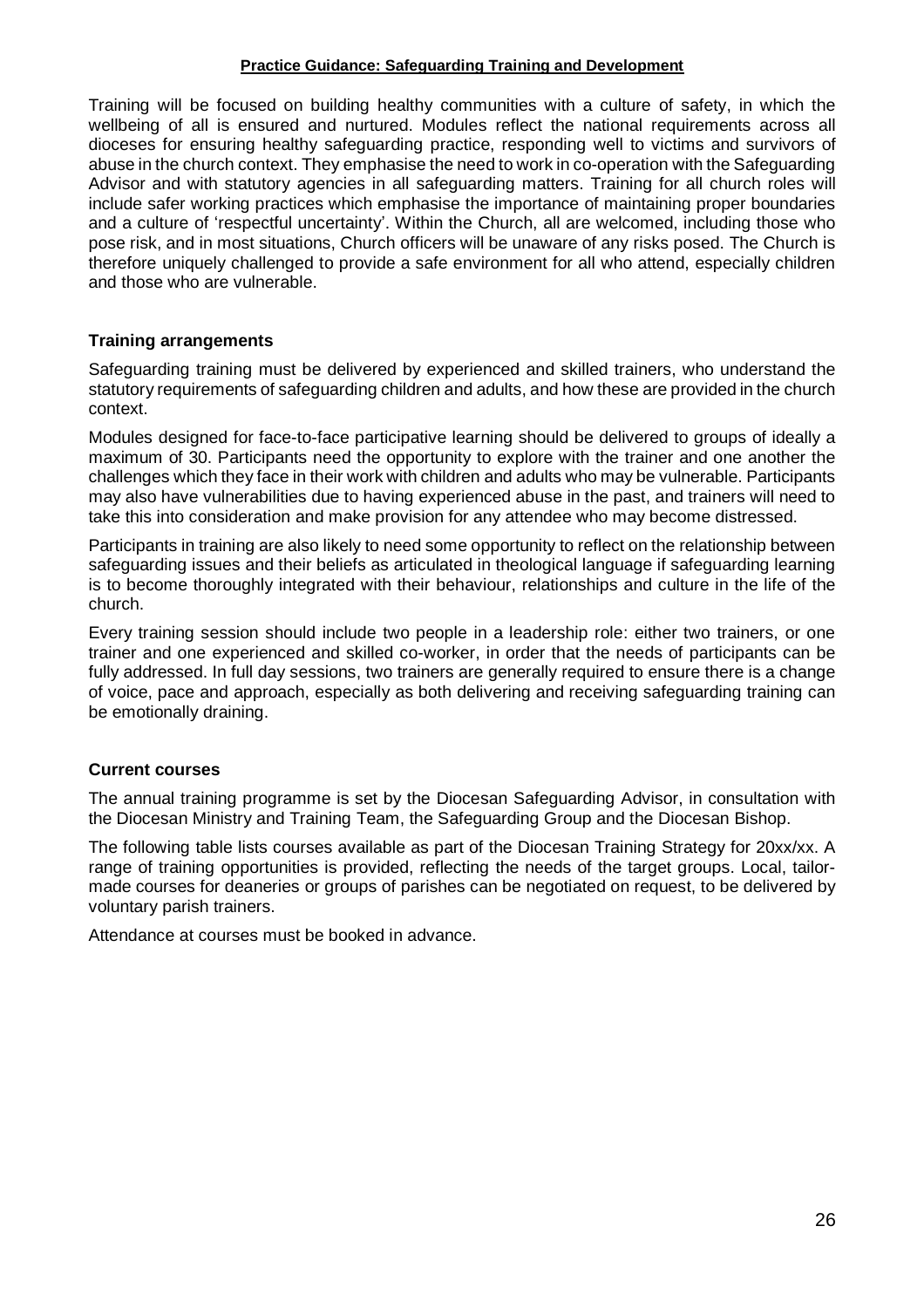**Practice Guidance: Safeguarding Training and Development**

Training will be focused on building healthy communities with a culture of safety, in which the wellbeing of all is ensured and nurtured. Modules reflect the national requirements across all dioceses for ensuring healthy safeguarding practice, responding well to victims and survivors of abuse in the church context. They emphasise the need to work in co-operation with the Safeguarding Advisor and with statutory agencies in all safeguarding matters. Training for all church roles will include safer working practices which emphasise the importance of maintaining proper boundaries and a culture of 'respectful uncertainty'. Within the Church, all are welcomed, including those who pose risk, and in most situations, Church officers will be unaware of any risks posed. The Church is therefore uniquely challenged to provide a safe environment for all who attend, especially children and those who are vulnerable.

## Training arrangements

Safeguarding training must be delivered by experienced and skilled trainers, who understand the statutory requirements of safeguarding children and adults, and how these are provided in the church context.

Modules designed for face-to-face participative learning should be delivered to groups of ideally a maximum of 30. Participants need the opportunity to explore with the trainer and one another the challenges which they face in their work with children and adults who may be vulnerable. Participants may also have vulnerabilities due to having experienced abuse in the past, and trainers will need to take this into consideration and make provision for any attendee who may become distressed.

Participants in training are also likely to need some opportunity to reflect on the relationship between safeguarding issues and their beliefs as articulated in theological language if safeguarding learning is to become thoroughly integrated with their behaviour, relationships and culture in the life of the church.

Every training session should include two people in a leadership role: either two trainers, or one trainer and one experienced and skilled co-worker, in order that the needs of participants can be fully addressed. In full day sessions, two trainers are generally required to ensure there is a change of voice, pace and approach, especially as both delivering and receiving safeguarding training can be emotionally draining.

## Current courses

The annual training programme is set by the Diocesan Safeguarding Advisor, in consultation with the Diocesan Ministry and Training Team, the Safeguarding Group and the Diocesan Bishop.

The following table lists courses available as part of the Diocesan Training Strategy for 20xx/xx. A range of training opportunities is provided, reflecting the needs of the target groups. Local, tailor-made courses for deaneries or groups of parishes can be negotiated on request, to be delivered by voluntary parish trainers.

Attendance at courses must be booked in advance.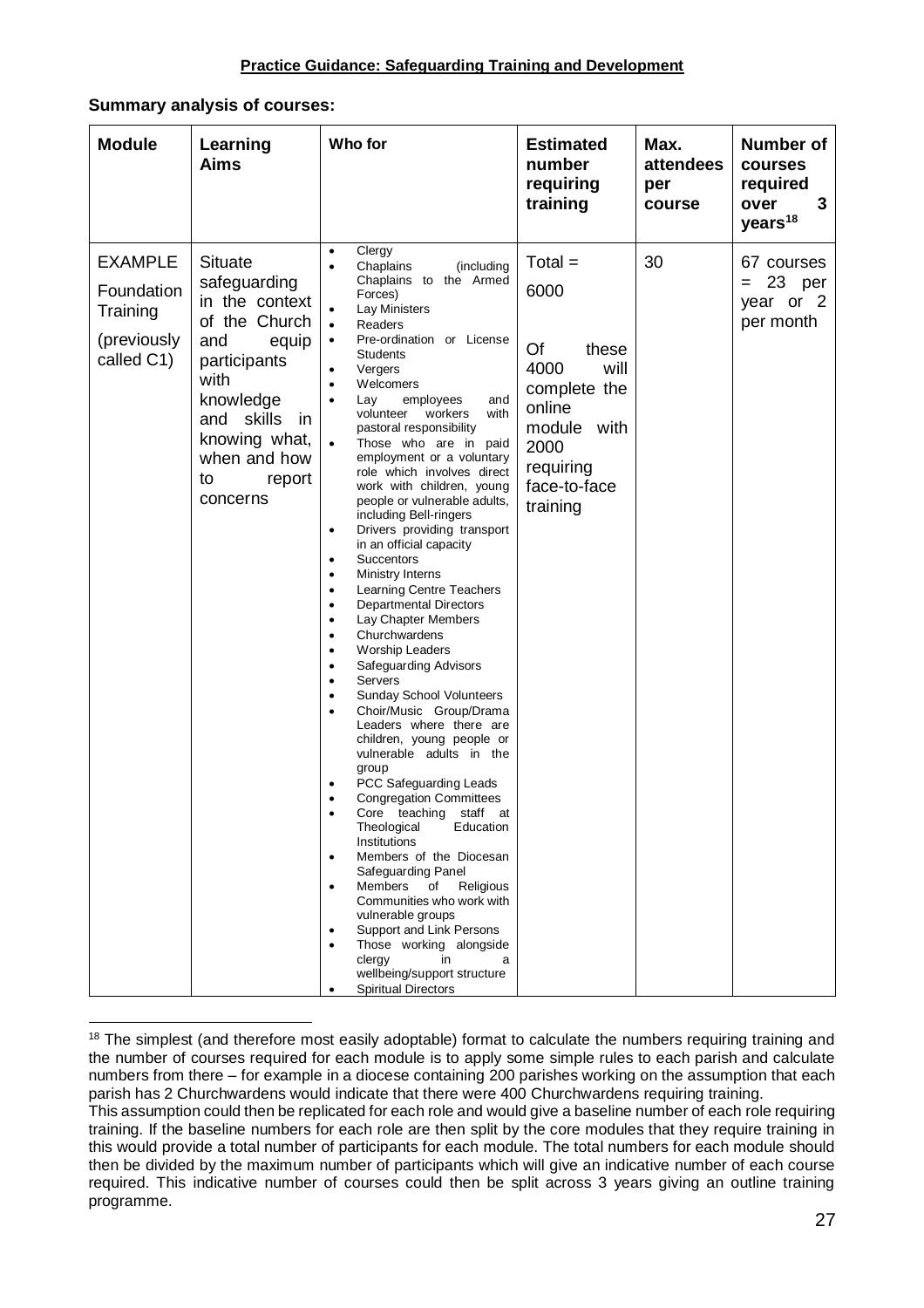**Summary analysis of courses:**

| Module | Learning Aims | Who for | Estimated number requiring training | Max. attendees per course | Number of courses required over 3 years[18] |
|---|---|---|---|---|---|
| EXAMPLE Foundation Training (previously called C1) | Situate safeguarding in the context of the Church and equip participants with knowledge and skills in knowing what, when and how to report concerns | • Clergy<br>• Chaplains (including Chaplains to the Armed Forces)<br>• Lay Ministers<br>• Readers<br>• Pre-ordination or License Students<br>• Vergers<br>• Welcomers<br>• Lay employees and volunteer workers with pastoral responsibility<br>• Those who are in paid employment or a voluntary role which involves direct work with children, young people or vulnerable adults, including Bell-ringers<br>• Drivers providing transport in an official capacity<br>• Succentors<br>• Ministry Interns<br>• Learning Centre Teachers<br>• Departmental Directors<br>• Lay Chapter Members<br>• Churchwardens<br>• Worship Leaders<br>• Safeguarding Advisors<br>• Servers<br>• Sunday School Volunteers<br>• Choir/Music Group/Drama Leaders where there are children, young people or vulnerable adults in the group<br>• PCC Safeguarding Leads<br>• Congregation Committees<br>• Core teaching staff at Theological Education Institutions<br>• Members of the Diocesan Safeguarding Panel<br>• Members of Religious Communities who work with vulnerable groups<br>• Support and Link Persons<br>• Those working alongside clergy in a wellbeing/support structure<br>• Spiritual Directors | Total = 6000<br><br>Of these 4000 will complete the online module with 2000 requiring face-to-face training | 30 | 67 courses = 23 per year or 2 per month |

[18] The simplest (and therefore most easily adoptable) format to calculate the numbers requiring training and the number of courses required for each module is to apply some simple rules to each parish and calculate numbers from there – for example in a diocese containing 200 parishes working on the assumption that each parish has 2 Churchwardens would indicate that there were 400 Churchwardens requiring training.
This assumption could then be replicated for each role and would give a baseline number of each role requiring training. If the baseline numbers for each role are then split by the core modules that they require training in this would provide a total number of participants for each module. The total numbers for each module should then be divided by the maximum number of participants which will give an indicative number of each course required. This indicative number of courses could then be split across 3 years giving an outline training programme.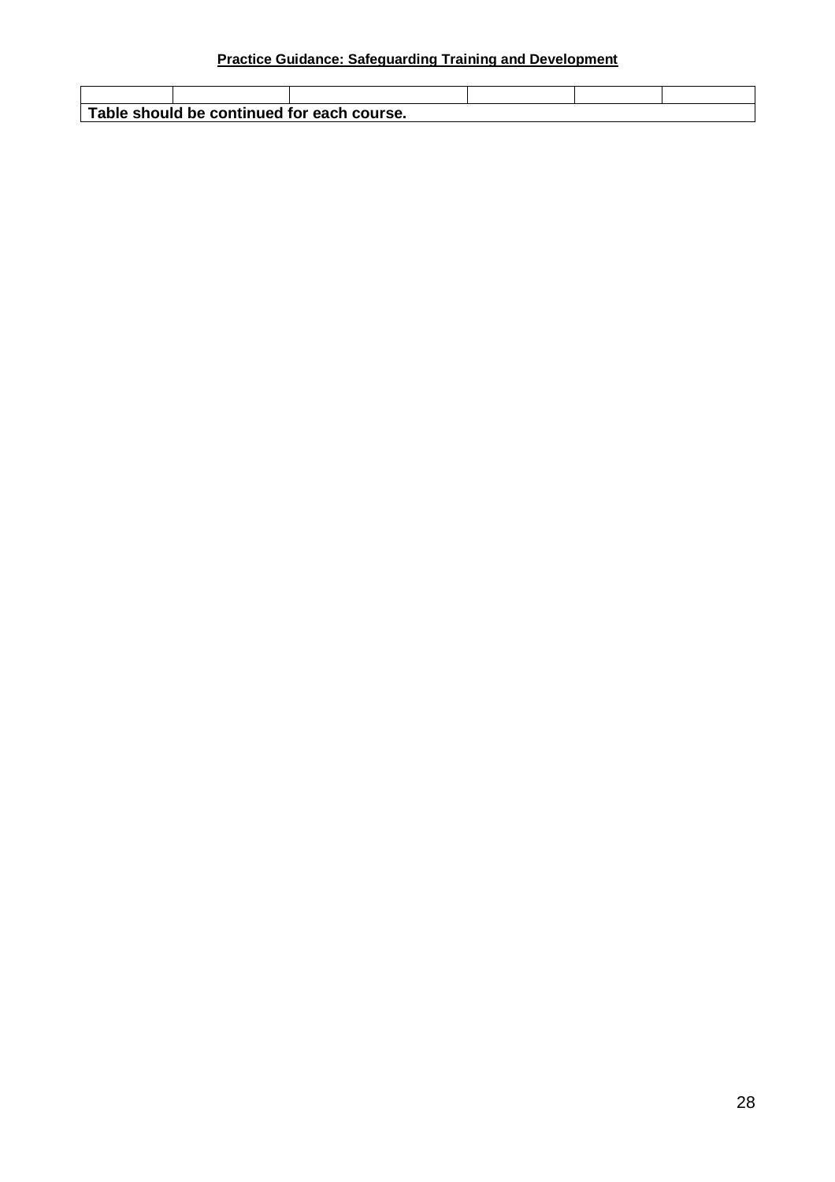| | | | | | |
|---|---|---|---|---|---|
| | | | | | |
| **Table should be continued for each course.** | | | | | |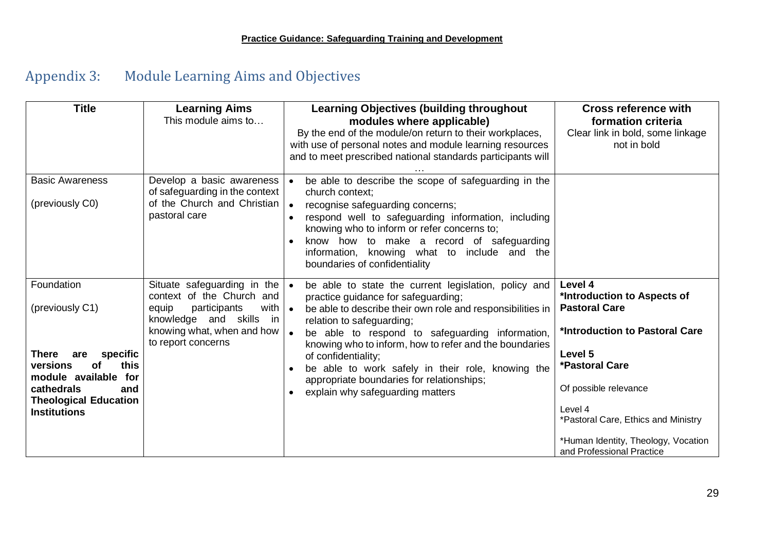## Appendix 3: Module Learning Aims and Objectives

| **Title** | **Learning Aims**<br>This module aims to… | **Learning Objectives (building throughout modules where applicable)**<br>By the end of the module/on return to their workplaces, with use of personal notes and module learning resources and to meet prescribed national standards participants will … | **Cross reference with formation criteria**<br>Clear link in bold, some linkage not in bold |
|---|---|---|---|
| Basic Awareness<br><br>(previously C0) | Develop a basic awareness of safeguarding in the context of the Church and Christian pastoral care | • be able to describe the scope of safeguarding in the church context;<br>• recognise safeguarding concerns;<br>• respond well to safeguarding information, including knowing who to inform or refer concerns to;<br>• know how to make a record of safeguarding information, knowing what to include and the boundaries of confidentiality | |
| Foundation<br><br>(previously C1)<br><br>**There are specific versions of this module available for cathedrals and Theological Education Institutions** | Situate safeguarding in the context of the Church and equip participants with knowledge and skills in knowing what, when and how to report concerns | • be able to state the current legislation, policy and practice guidance for safeguarding;<br>• be able to describe their own role and responsibilities in relation to safeguarding;<br>• be able to respond to safeguarding information, knowing who to inform, how to refer and the boundaries of confidentiality;<br>• be able to work safely in their role, knowing the appropriate boundaries for relationships;<br>• explain why safeguarding matters | **Level 4**<br>**\*Introduction to Aspects of Pastoral Care**<br><br>**\*Introduction to Pastoral Care**<br><br>**Level 5**<br>**\*Pastoral Care**<br><br>Of possible relevance<br><br>Level 4<br>\*Pastoral Care, Ethics and Ministry<br><br>\*Human Identity, Theology, Vocation and Professional Practice |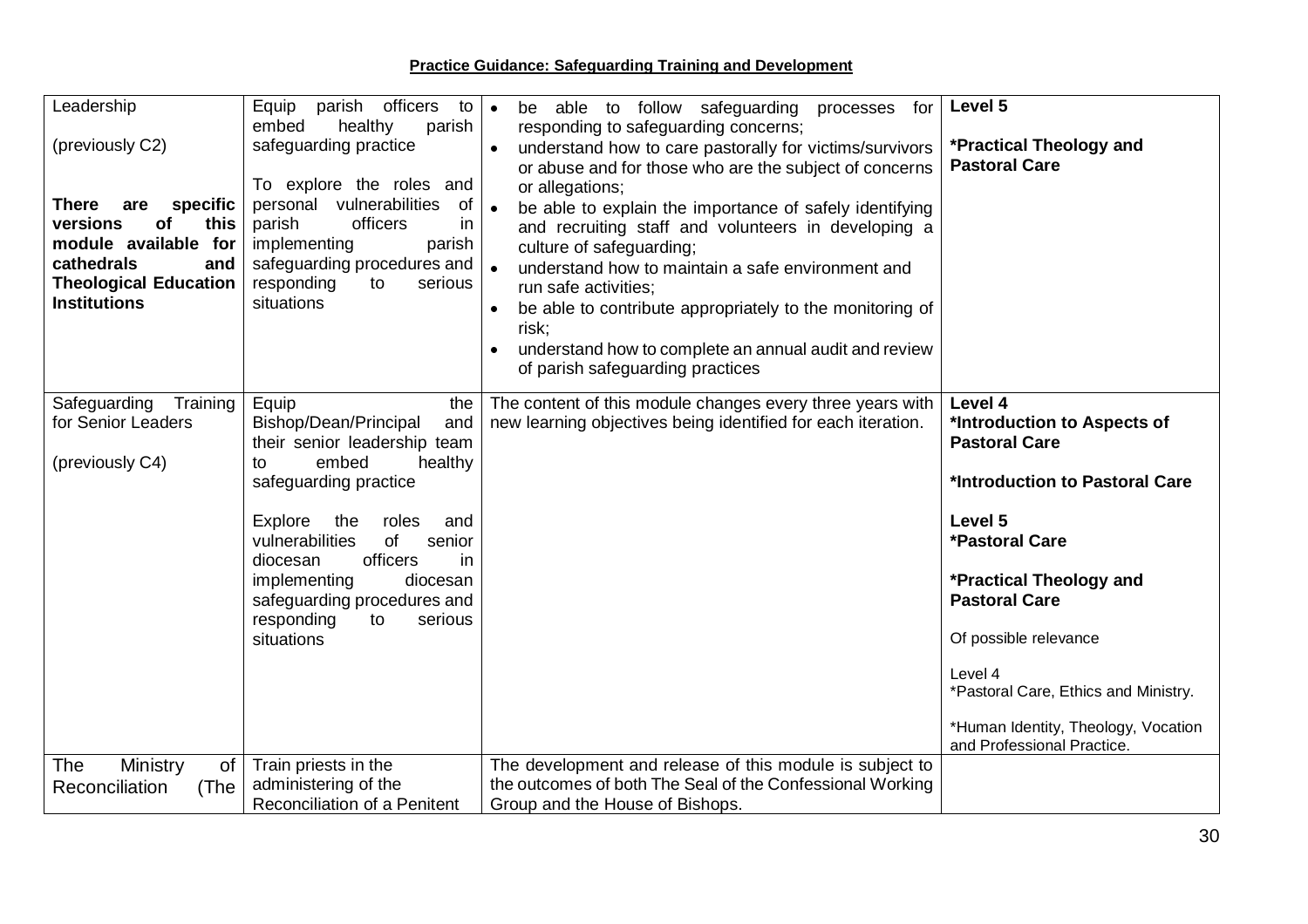**Practice Guidance: Safeguarding Training and Development**

| | | | |
|---|---|---|---|
| Leadership<br><br>(previously C2)<br><br>**There are specific versions of this module available for cathedrals and Theological Education Institutions** | Equip parish officers to embed healthy parish safeguarding practice<br><br>To explore the roles and personal vulnerabilities of parish officers in implementing parish safeguarding procedures and responding to serious situations | • be able to follow safeguarding processes for responding to safeguarding concerns;<br>• understand how to care pastorally for victims/survivors or abuse and for those who are the subject of concerns or allegations;<br>• be able to explain the importance of safely identifying and recruiting staff and volunteers in developing a culture of safeguarding;<br>• understand how to maintain a safe environment and run safe activities;<br>• be able to contribute appropriately to the monitoring of risk;<br>• understand how to complete an annual audit and review of parish safeguarding practices | **Level 5**<br><br>**\*Practical Theology and Pastoral Care** |
| Safeguarding Training for Senior Leaders<br><br>(previously C4) | Equip the Bishop/Dean/Principal and their senior leadership team to embed healthy safeguarding practice<br><br>Explore the roles and vulnerabilities of senior diocesan officers in implementing diocesan safeguarding procedures and responding to serious situations | The content of this module changes every three years with new learning objectives being identified for each iteration. | **Level 4**<br>**\*Introduction to Aspects of Pastoral Care**<br><br>**\*Introduction to Pastoral Care**<br><br>**Level 5**<br>**\*Pastoral Care**<br><br>**\*Practical Theology and Pastoral Care**<br><br>Of possible relevance<br><br>Level 4<br>\*Pastoral Care, Ethics and Ministry.<br><br>\*Human Identity, Theology, Vocation and Professional Practice. |
| The Ministry of Reconciliation (The | Train priests in the administering of the Reconciliation of a Penitent | The development and release of this module is subject to the outcomes of both The Seal of the Confessional Working Group and the House of Bishops. | |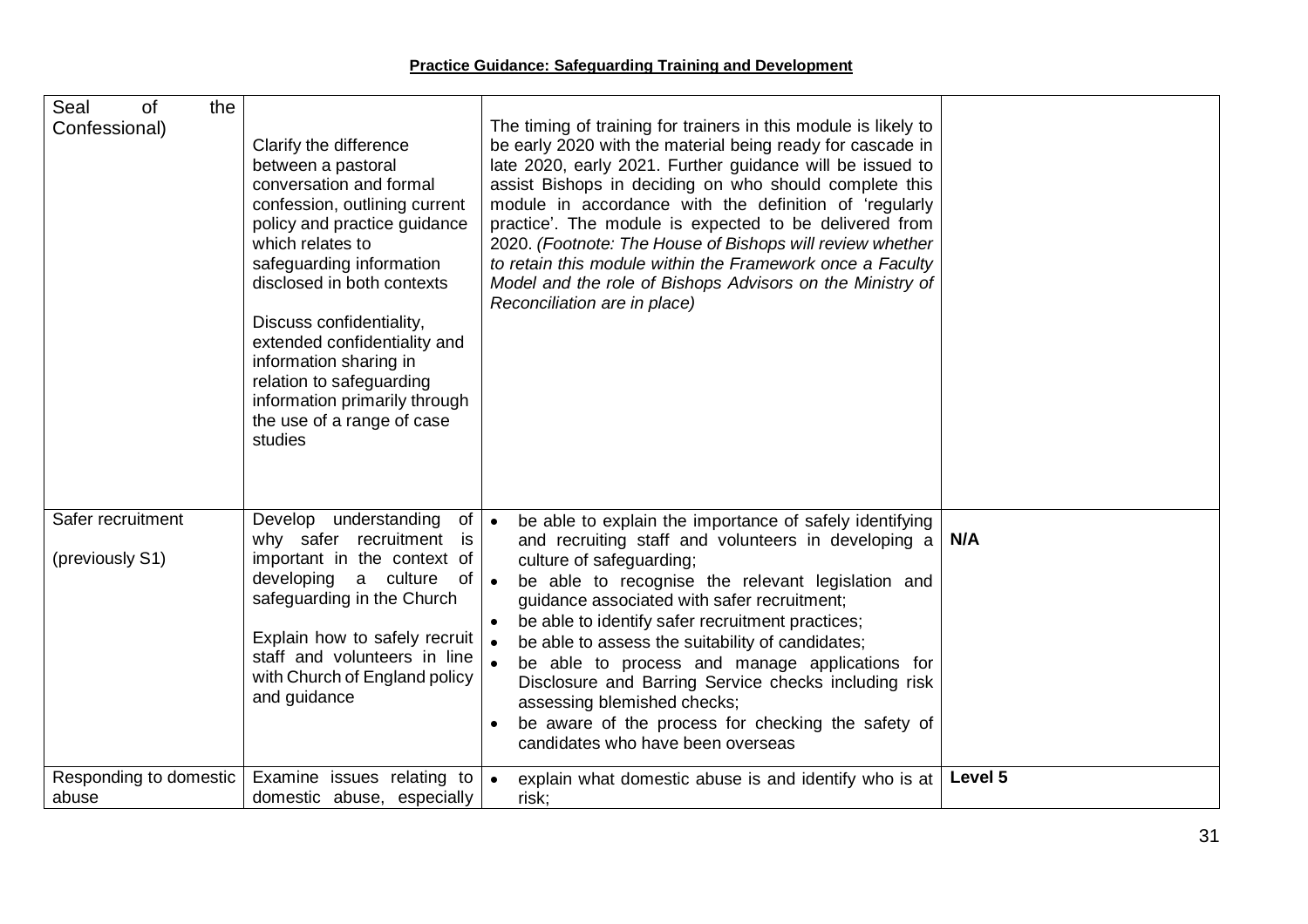**Practice Guidance: Safeguarding Training and Development**

| | | | |
|---|---|---|---|
| Seal of the Confessional) | Clarify the difference between a pastoral conversation and formal confession, outlining current policy and practice guidance which relates to safeguarding information disclosed in both contexts<br><br>Discuss confidentiality, extended confidentiality and information sharing in relation to safeguarding information primarily through the use of a range of case studies | The timing of training for trainers in this module is likely to be early 2020 with the material being ready for cascade in late 2020, early 2021. Further guidance will be issued to assist Bishops in deciding on who should complete this module in accordance with the definition of 'regularly practice'. The module is expected to be delivered from 2020. *(Footnote: The House of Bishops will review whether to retain this module within the Framework once a Faculty Model and the role of Bishops Advisors on the Ministry of Reconciliation are in place)* | |
| Safer recruitment<br><br>(previously S1) | Develop understanding of why safer recruitment is important in the context of developing a culture of safeguarding in the Church<br><br>Explain how to safely recruit staff and volunteers in line with Church of England policy and guidance | • be able to explain the importance of safely identifying and recruiting staff and volunteers in developing a culture of safeguarding;<br>• be able to recognise the relevant legislation and guidance associated with safer recruitment;<br>• be able to identify safer recruitment practices;<br>• be able to assess the suitability of candidates;<br>• be able to process and manage applications for Disclosure and Barring Service checks including risk assessing blemished checks;<br>• be aware of the process for checking the safety of candidates who have been overseas | **N/A** |
| Responding to domestic abuse | Examine issues relating to domestic abuse, especially | • explain what domestic abuse is and identify who is at risk; | **Level 5** |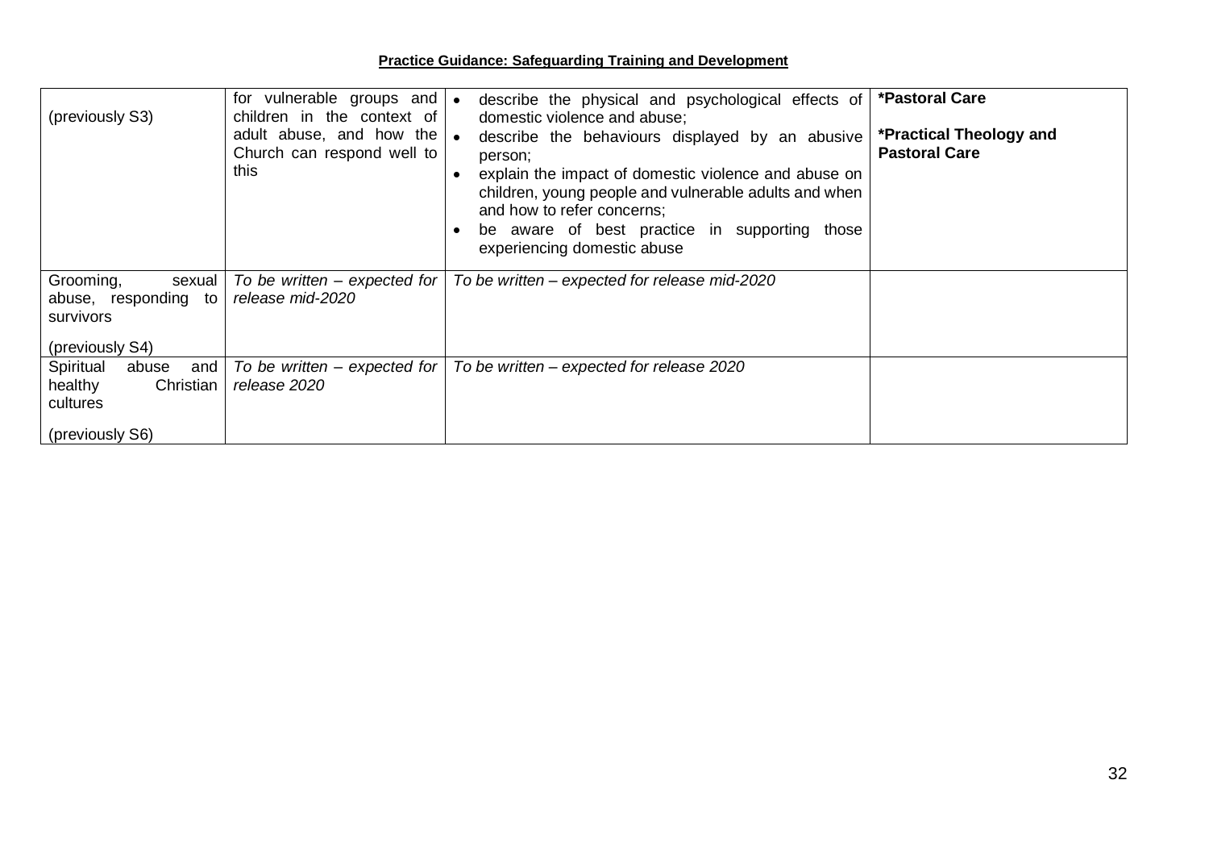| | | | |
|---|---|---|---|
| (previously S3) | for vulnerable groups and children in the context of adult abuse, and how the Church can respond well to this | • describe the physical and psychological effects of domestic violence and abuse;<br>• describe the behaviours displayed by an abusive person;<br>• explain the impact of domestic violence and abuse on children, young people and vulnerable adults and when and how to refer concerns;<br>• be aware of best practice in supporting those experiencing domestic abuse | **\*Pastoral Care**<br><br>**\*Practical Theology and Pastoral Care** |
| Grooming, sexual abuse, responding to survivors<br><br>(previously S4) | *To be written – expected for release mid-2020* | *To be written – expected for release mid-2020* | |
| Spiritual abuse and healthy Christian cultures<br><br>(previously S6) | *To be written – expected for release 2020* | *To be written – expected for release 2020* | |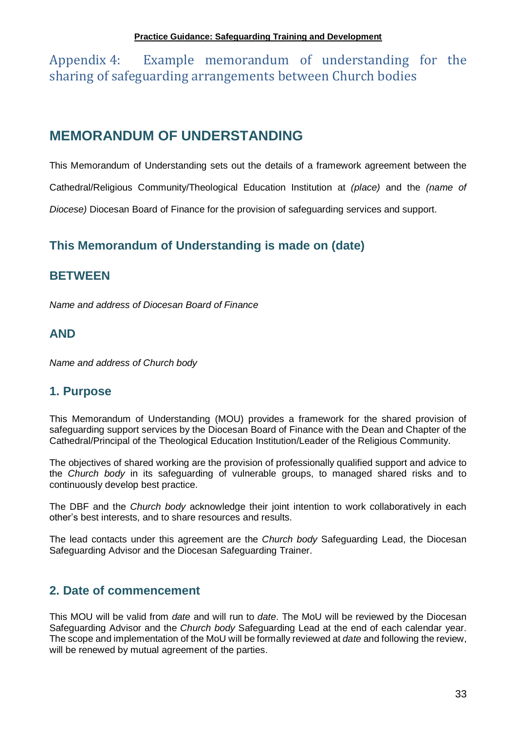# Appendix 4: Example memorandum of understanding for the sharing of safeguarding arrangements between Church bodies

## MEMORANDUM OF UNDERSTANDING

This Memorandum of Understanding sets out the details of a framework agreement between the Cathedral/Religious Community/Theological Education Institution at *(place)* and the *(name of Diocese)* Diocesan Board of Finance for the provision of safeguarding services and support.

### This Memorandum of Understanding is made on (date)

### BETWEEN

*Name and address of Diocesan Board of Finance*

### AND

*Name and address of Church body*

### 1. Purpose

This Memorandum of Understanding (MOU) provides a framework for the shared provision of safeguarding support services by the Diocesan Board of Finance with the Dean and Chapter of the Cathedral/Principal of the Theological Education Institution/Leader of the Religious Community.

The objectives of shared working are the provision of professionally qualified support and advice to the *Church body* in its safeguarding of vulnerable groups, to managed shared risks and to continuously develop best practice.

The DBF and the *Church body* acknowledge their joint intention to work collaboratively in each other's best interests, and to share resources and results.

The lead contacts under this agreement are the *Church body* Safeguarding Lead, the Diocesan Safeguarding Advisor and the Diocesan Safeguarding Trainer.

### 2. Date of commencement

This MOU will be valid from *date* and will run to *date*. The MoU will be reviewed by the Diocesan Safeguarding Advisor and the *Church body* Safeguarding Lead at the end of each calendar year. The scope and implementation of the MoU will be formally reviewed at *date* and following the review, will be renewed by mutual agreement of the parties.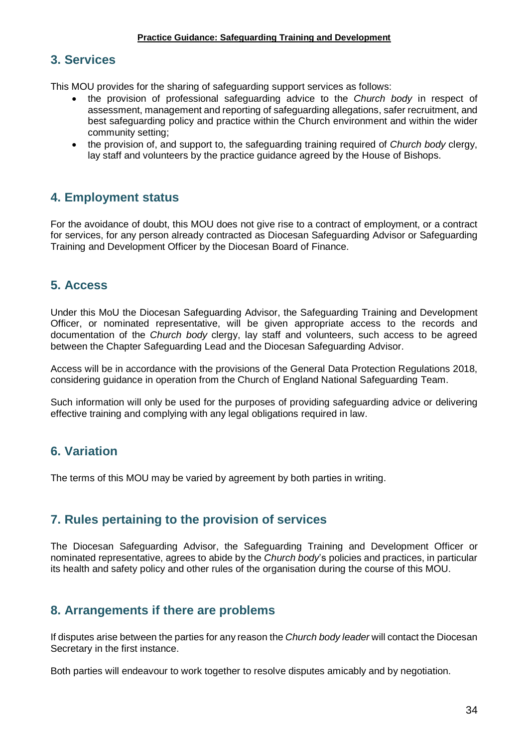## 3. Services

This MOU provides for the sharing of safeguarding support services as follows:

- the provision of professional safeguarding advice to the *Church body* in respect of assessment, management and reporting of safeguarding allegations, safer recruitment, and best safeguarding policy and practice within the Church environment and within the wider community setting;
- the provision of, and support to, the safeguarding training required of *Church body* clergy, lay staff and volunteers by the practice guidance agreed by the House of Bishops.

## 4. Employment status

For the avoidance of doubt, this MOU does not give rise to a contract of employment, or a contract for services, for any person already contracted as Diocesan Safeguarding Advisor or Safeguarding Training and Development Officer by the Diocesan Board of Finance.

## 5. Access

Under this MoU the Diocesan Safeguarding Advisor, the Safeguarding Training and Development Officer, or nominated representative, will be given appropriate access to the records and documentation of the *Church body* clergy, lay staff and volunteers, such access to be agreed between the Chapter Safeguarding Lead and the Diocesan Safeguarding Advisor.

Access will be in accordance with the provisions of the General Data Protection Regulations 2018, considering guidance in operation from the Church of England National Safeguarding Team.

Such information will only be used for the purposes of providing safeguarding advice or delivering effective training and complying with any legal obligations required in law.

## 6. Variation

The terms of this MOU may be varied by agreement by both parties in writing.

## 7. Rules pertaining to the provision of services

The Diocesan Safeguarding Advisor, the Safeguarding Training and Development Officer or nominated representative, agrees to abide by the *Church body*'s policies and practices, in particular its health and safety policy and other rules of the organisation during the course of this MOU.

## 8. Arrangements if there are problems

If disputes arise between the parties for any reason the *Church body leader* will contact the Diocesan Secretary in the first instance.

Both parties will endeavour to work together to resolve disputes amicably and by negotiation.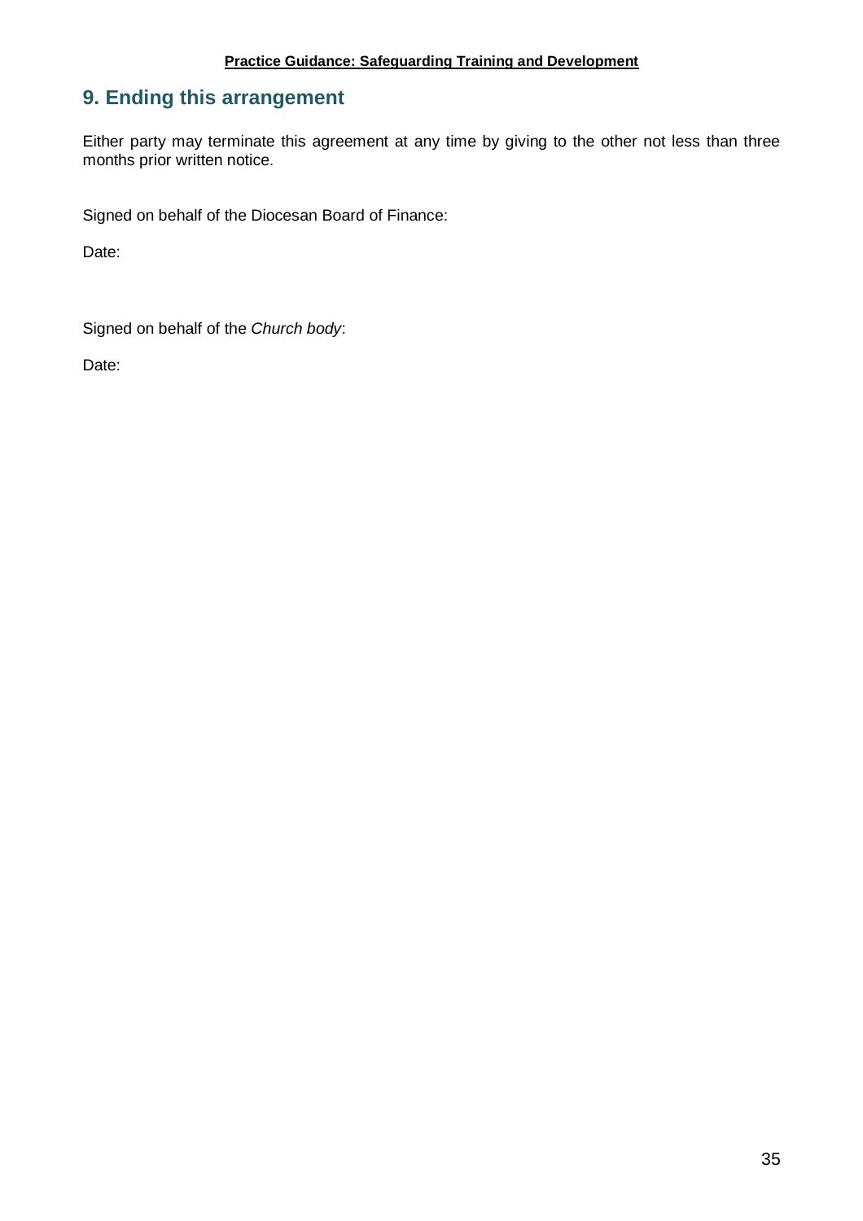## 9. Ending this arrangement

Either party may terminate this agreement at any time by giving to the other not less than three months prior written notice.

Signed on behalf of the Diocesan Board of Finance:

Date:

Signed on behalf of the *Church body*:

Date: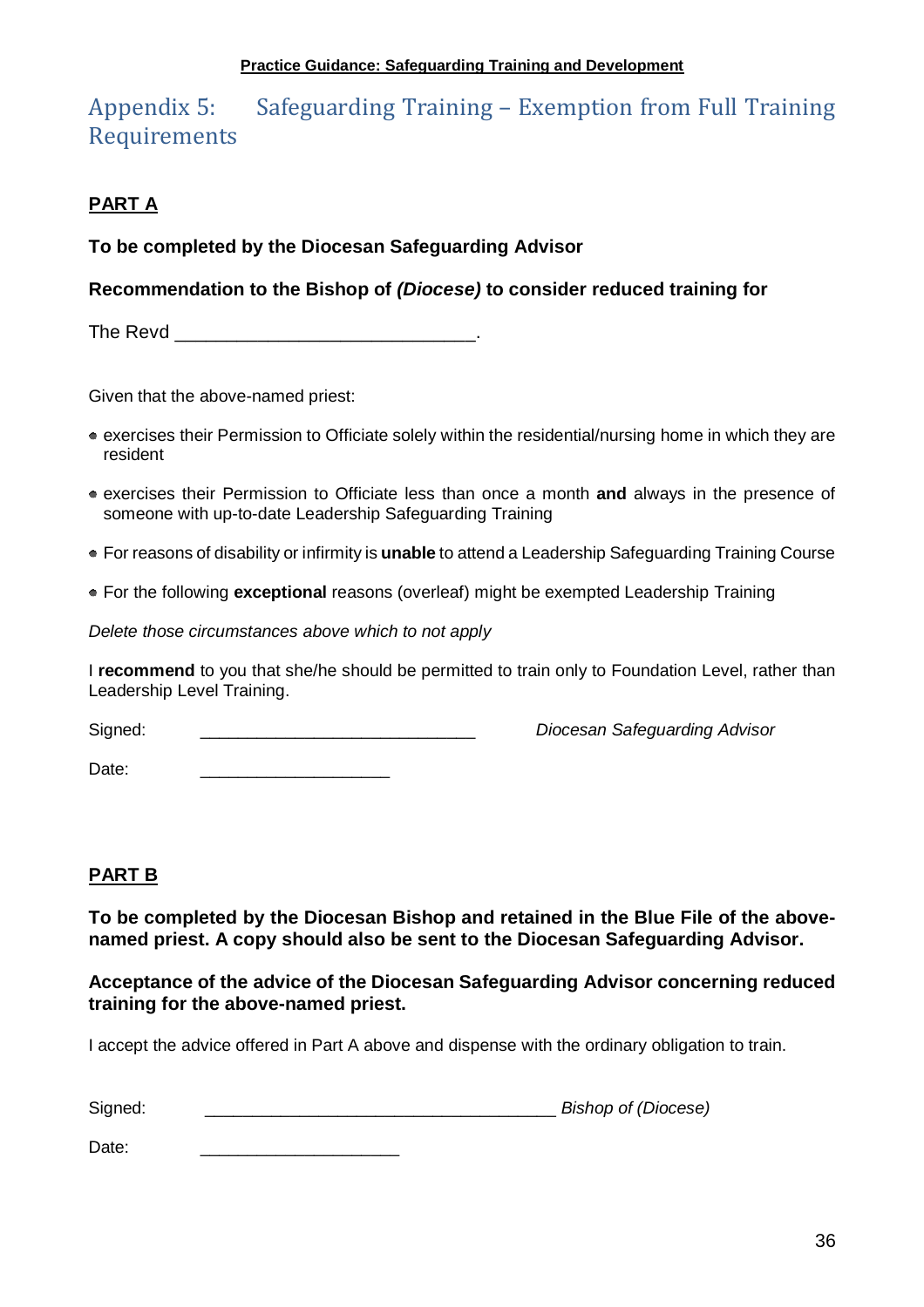# Appendix 5: Safeguarding Training – Exemption from Full Training Requirements

**PART A**

**To be completed by the Diocesan Safeguarding Advisor**

**Recommendation to the Bishop of *(Diocese)* to consider reduced training for**

The Revd ______________________________.

Given that the above-named priest:

- exercises their Permission to Officiate solely within the residential/nursing home in which they are resident
- exercises their Permission to Officiate less than once a month **and** always in the presence of someone with up-to-date Leadership Safeguarding Training
- For reasons of disability or infirmity is **unable** to attend a Leadership Safeguarding Training Course
- For the following **exceptional** reasons (overleaf) might be exempted Leadership Training

*Delete those circumstances above which to not apply*

I **recommend** to you that she/he should be permitted to train only to Foundation Level, rather than Leadership Level Training.

Signed: ______________________________ *Diocesan Safeguarding Advisor*

Date: ____________________

**PART B**

**To be completed by the Diocesan Bishop and retained in the Blue File of the above-named priest. A copy should also be sent to the Diocesan Safeguarding Advisor.**

**Acceptance of the advice of the Diocesan Safeguarding Advisor concerning reduced training for the above-named priest.**

I accept the advice offered in Part A above and dispense with the ordinary obligation to train.

Signed: ____________________________________ *Bishop of (Diocese)*

Date: ____________________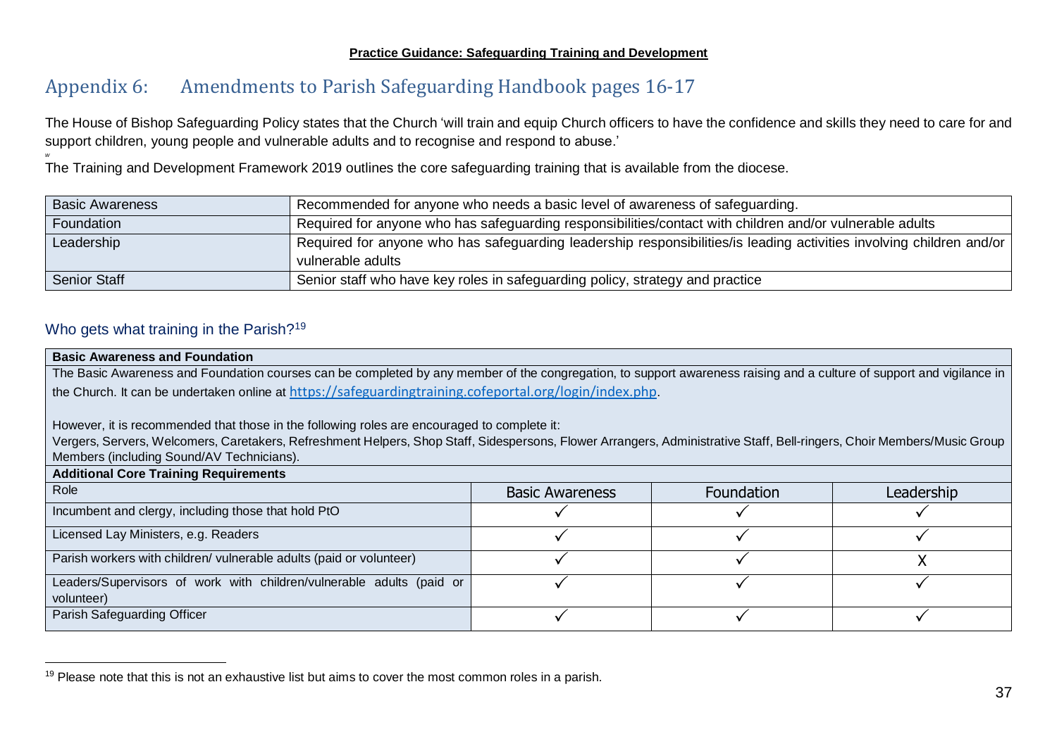# Appendix 6: Amendments to Parish Safeguarding Handbook pages 16-17

The House of Bishop Safeguarding Policy states that the Church 'will train and equip Church officers to have the confidence and skills they need to care for and support children, young people and vulnerable adults and to recognise and respond to abuse.'

The Training and Development Framework 2019 outlines the core safeguarding training that is available from the diocese.

| | |
|---|---|
| Basic Awareness | Recommended for anyone who needs a basic level of awareness of safeguarding. |
| Foundation | Required for anyone who has safeguarding responsibilities/contact with children and/or vulnerable adults |
| Leadership | Required for anyone who has safeguarding leadership responsibilities/is leading activities involving children and/or vulnerable adults |
| Senior Staff | Senior staff who have key roles in safeguarding policy, strategy and practice |

## Who gets what training in the Parish?[19]

**Basic Awareness and Foundation**

The Basic Awareness and Foundation courses can be completed by any member of the congregation, to support awareness raising and a culture of support and vigilance in the Church. It can be undertaken online at https://safeguardingtraining.cofeportal.org/login/index.php.

However, it is recommended that those in the following roles are encouraged to complete it:
Vergers, Servers, Welcomers, Caretakers, Refreshment Helpers, Shop Staff, Sidespersons, Flower Arrangers, Administrative Staff, Bell-ringers, Choir Members/Music Group Members (including Sound/AV Technicians).

**Additional Core Training Requirements**

| Role | Basic Awareness | Foundation | Leadership |
|---|---|---|---|
| Incumbent and clergy, including those that hold PtO | ✓ | ✓ | ✓ |
| Licensed Lay Ministers, e.g. Readers | ✓ | ✓ | ✓ |
| Parish workers with children/ vulnerable adults (paid or volunteer) | ✓ | ✓ | X |
| Leaders/Supervisors of work with children/vulnerable adults (paid or volunteer) | ✓ | ✓ | ✓ |
| Parish Safeguarding Officer | ✓ | ✓ | ✓ |

[19] Please note that this is not an exhaustive list but aims to cover the most common roles in a parish.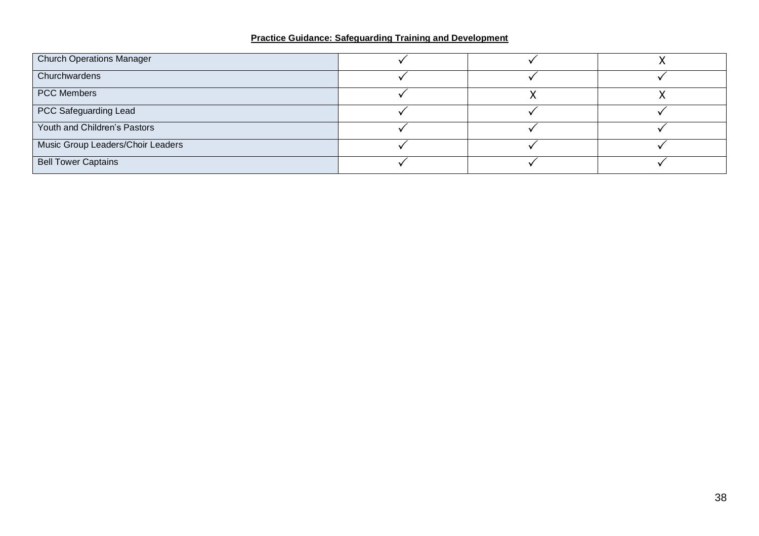**Practice Guidance: Safeguarding Training and Development**

| | | | |
|---|---|---|---|
| Church Operations Manager | ✓ | ✓ | X |
| Churchwardens | ✓ | ✓ | ✓ |
| PCC Members | ✓ | X | X |
| PCC Safeguarding Lead | ✓ | ✓ | ✓ |
| Youth and Children's Pastors | ✓ | ✓ | ✓ |
| Music Group Leaders/Choir Leaders | ✓ | ✓ | ✓ |
| Bell Tower Captains | ✓ | ✓ | ✓ |